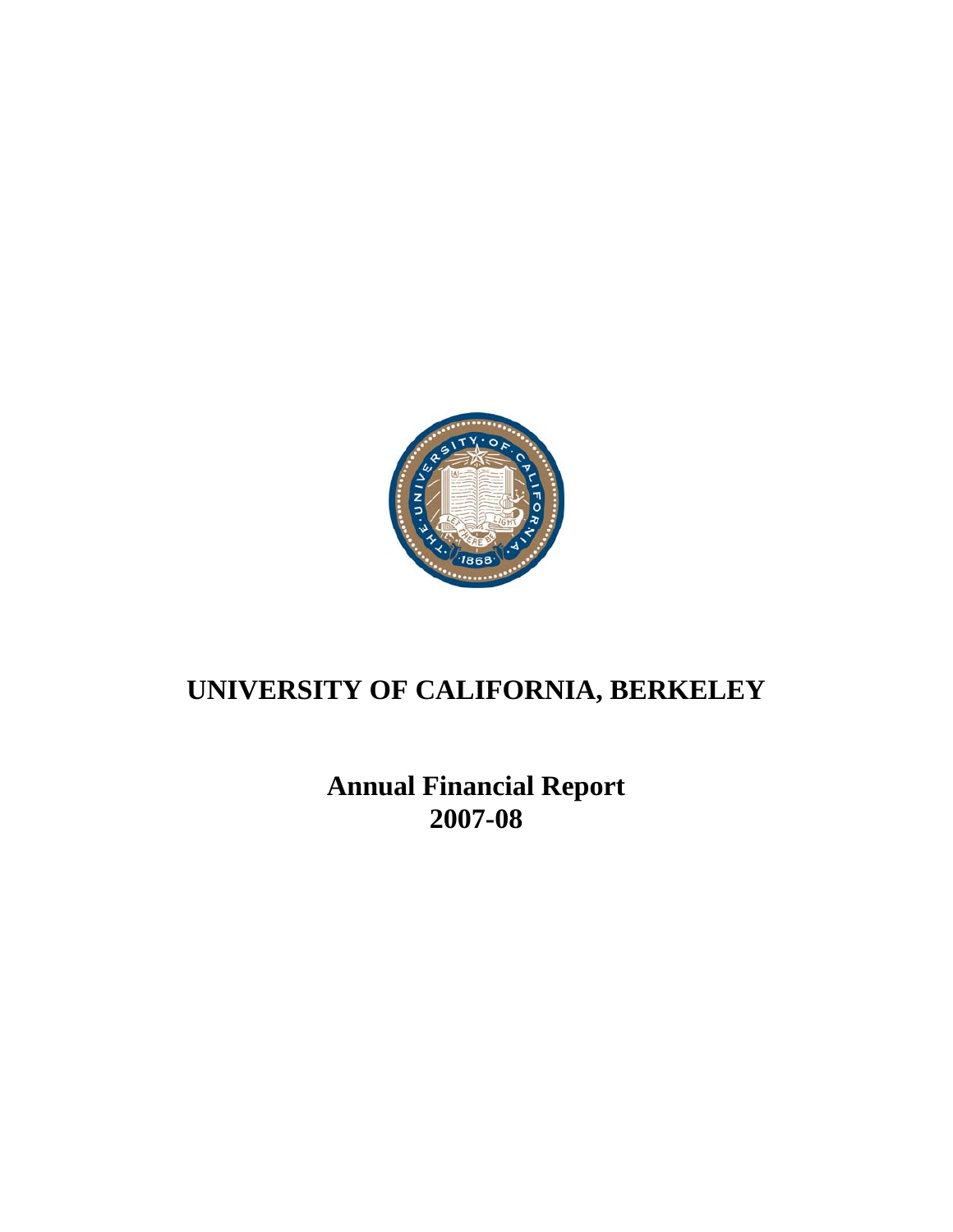# UNIVERSITY OF CALIFORNIA, BERKELEY

## Annual Financial Report
## 2007-08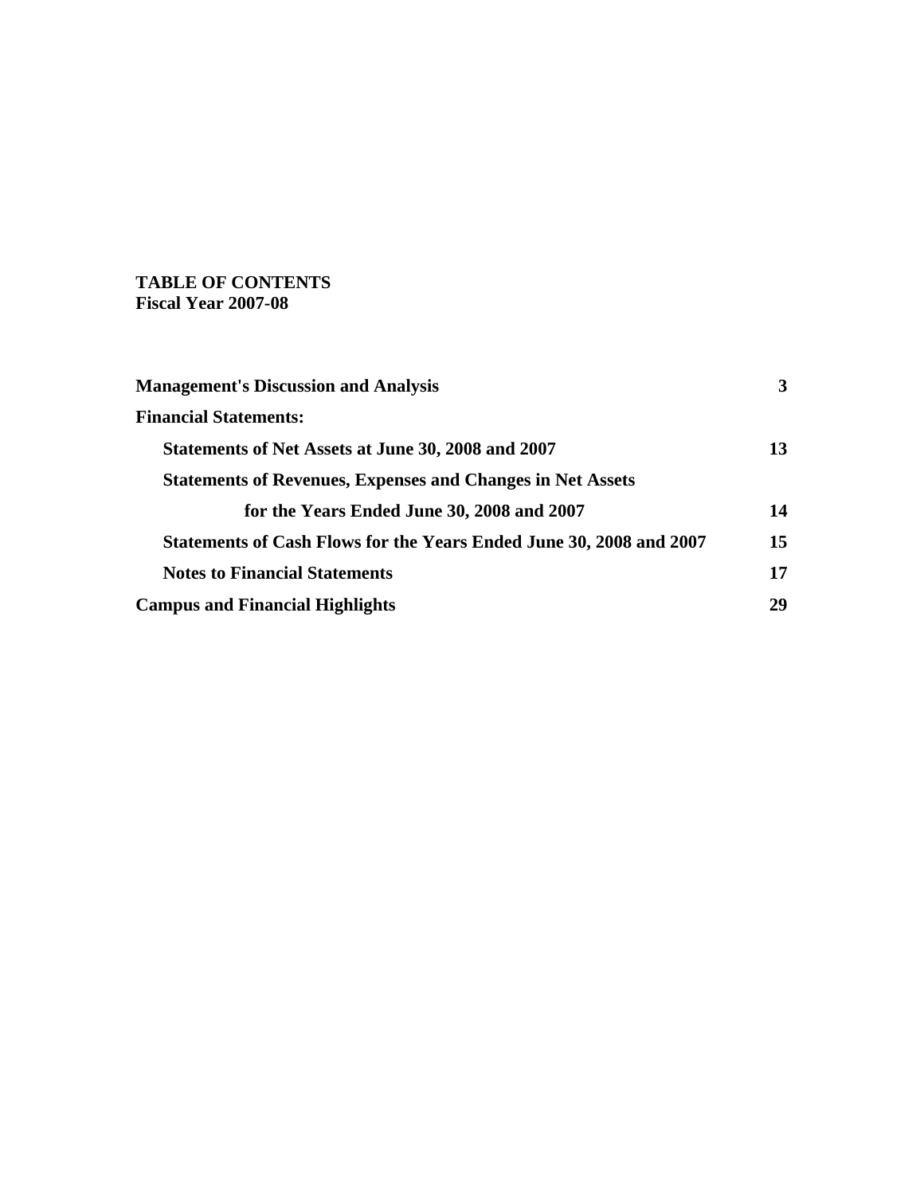**TABLE OF CONTENTS**
**Fiscal Year 2007-08**

| | |
|---|---|
| **Management's Discussion and Analysis** | **3** |
| **Financial Statements:** | |
| **Statements of Net Assets at June 30, 2008 and 2007** | **13** |
| **Statements of Revenues, Expenses and Changes in Net Assets for the Years Ended June 30, 2008 and 2007** | **14** |
| **Statements of Cash Flows for the Years Ended June 30, 2008 and 2007** | **15** |
| **Notes to Financial Statements** | **17** |
| **Campus and Financial Highlights** | **29** |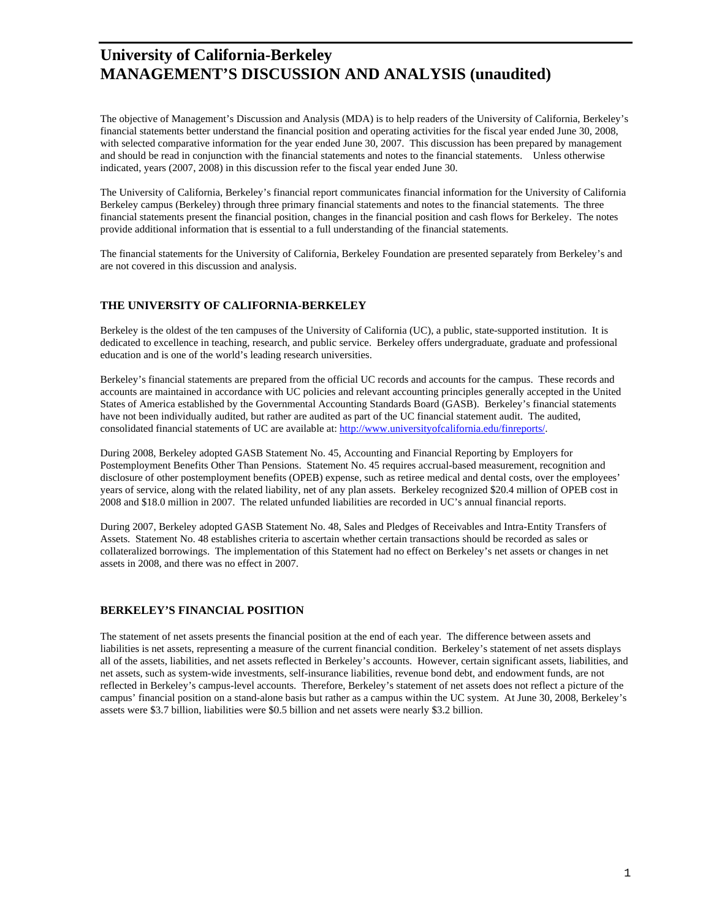# University of California-Berkeley
# MANAGEMENT'S DISCUSSION AND ANALYSIS (unaudited)

The objective of Management's Discussion and Analysis (MDA) is to help readers of the University of California, Berkeley's financial statements better understand the financial position and operating activities for the fiscal year ended June 30, 2008, with selected comparative information for the year ended June 30, 2007. This discussion has been prepared by management and should be read in conjunction with the financial statements and notes to the financial statements. Unless otherwise indicated, years (2007, 2008) in this discussion refer to the fiscal year ended June 30.

The University of California, Berkeley's financial report communicates financial information for the University of California Berkeley campus (Berkeley) through three primary financial statements and notes to the financial statements. The three financial statements present the financial position, changes in the financial position and cash flows for Berkeley. The notes provide additional information that is essential to a full understanding of the financial statements.

The financial statements for the University of California, Berkeley Foundation are presented separately from Berkeley's and are not covered in this discussion and analysis.

## THE UNIVERSITY OF CALIFORNIA-BERKELEY

Berkeley is the oldest of the ten campuses of the University of California (UC), a public, state-supported institution. It is dedicated to excellence in teaching, research, and public service. Berkeley offers undergraduate, graduate and professional education and is one of the world's leading research universities.

Berkeley's financial statements are prepared from the official UC records and accounts for the campus. These records and accounts are maintained in accordance with UC policies and relevant accounting principles generally accepted in the United States of America established by the Governmental Accounting Standards Board (GASB). Berkeley's financial statements have not been individually audited, but rather are audited as part of the UC financial statement audit. The audited, consolidated financial statements of UC are available at: http://www.universityofcalifornia.edu/finreports/.

During 2008, Berkeley adopted GASB Statement No. 45, Accounting and Financial Reporting by Employers for Postemployment Benefits Other Than Pensions. Statement No. 45 requires accrual-based measurement, recognition and disclosure of other postemployment benefits (OPEB) expense, such as retiree medical and dental costs, over the employees' years of service, along with the related liability, net of any plan assets. Berkeley recognized $20.4 million of OPEB cost in 2008 and $18.0 million in 2007. The related unfunded liabilities are recorded in UC's annual financial reports.

During 2007, Berkeley adopted GASB Statement No. 48, Sales and Pledges of Receivables and Intra-Entity Transfers of Assets. Statement No. 48 establishes criteria to ascertain whether certain transactions should be recorded as sales or collateralized borrowings. The implementation of this Statement had no effect on Berkeley's net assets or changes in net assets in 2008, and there was no effect in 2007.

## BERKELEY'S FINANCIAL POSITION

The statement of net assets presents the financial position at the end of each year. The difference between assets and liabilities is net assets, representing a measure of the current financial condition. Berkeley's statement of net assets displays all of the assets, liabilities, and net assets reflected in Berkeley's accounts. However, certain significant assets, liabilities, and net assets, such as system-wide investments, self-insurance liabilities, revenue bond debt, and endowment funds, are not reflected in Berkeley's campus-level accounts. Therefore, Berkeley's statement of net assets does not reflect a picture of the campus' financial position on a stand-alone basis but rather as a campus within the UC system. At June 30, 2008, Berkeley's assets were $3.7 billion, liabilities were $0.5 billion and net assets were nearly $3.2 billion.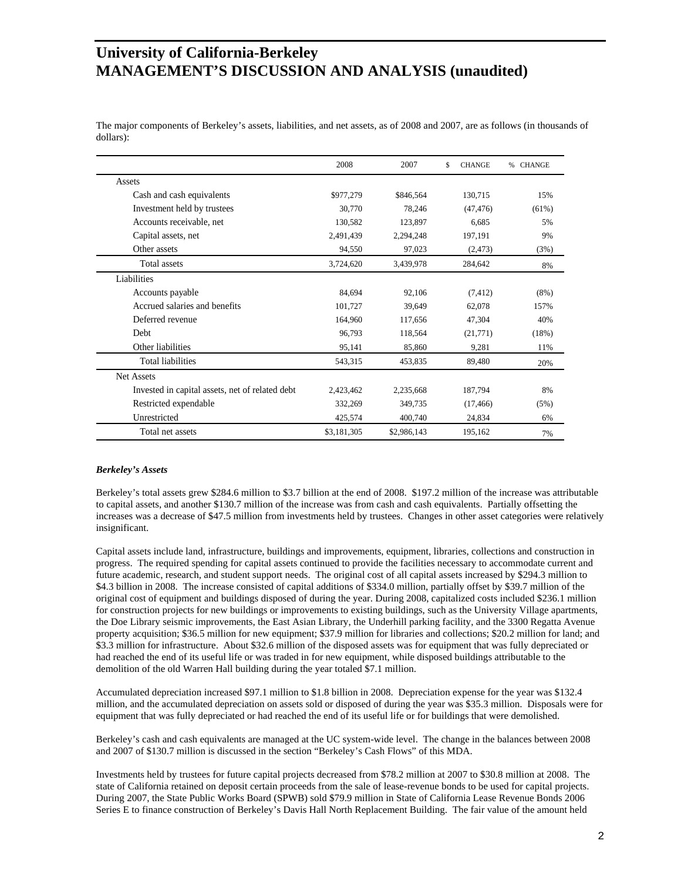# University of California-Berkeley
# MANAGEMENT'S DISCUSSION AND ANALYSIS (unaudited)

The major components of Berkeley's assets, liabilities, and net assets, as of 2008 and 2007, are as follows (in thousands of dollars):

| | 2008 | 2007 | $ CHANGE | % CHANGE |
|---|---|---|---|---|
| Assets | | | | |
| Cash and cash equivalents | $977,279 | $846,564 | 130,715 | 15% |
| Investment held by trustees | 30,770 | 78,246 | (47,476) | (61%) |
| Accounts receivable, net | 130,582 | 123,897 | 6,685 | 5% |
| Capital assets, net | 2,491,439 | 2,294,248 | 197,191 | 9% |
| Other assets | 94,550 | 97,023 | (2,473) | (3%) |
| Total assets | 3,724,620 | 3,439,978 | 284,642 | 8% |
| Liabilities | | | | |
| Accounts payable | 84,694 | 92,106 | (7,412) | (8%) |
| Accrued salaries and benefits | 101,727 | 39,649 | 62,078 | 157% |
| Deferred revenue | 164,960 | 117,656 | 47,304 | 40% |
| Debt | 96,793 | 118,564 | (21,771) | (18%) |
| Other liabilities | 95,141 | 85,860 | 9,281 | 11% |
| Total liabilities | 543,315 | 453,835 | 89,480 | 20% |
| Net Assets | | | | |
| Invested in capital assets, net of related debt | 2,423,462 | 2,235,668 | 187,794 | 8% |
| Restricted expendable | 332,269 | 349,735 | (17,466) | (5%) |
| Unrestricted | 425,574 | 400,740 | 24,834 | 6% |
| Total net assets | $3,181,305 | $2,986,143 | 195,162 | 7% |

***Berkeley's Assets***

Berkeley's total assets grew $284.6 million to $3.7 billion at the end of 2008. $197.2 million of the increase was attributable to capital assets, and another $130.7 million of the increase was from cash and cash equivalents. Partially offsetting the increases was a decrease of $47.5 million from investments held by trustees. Changes in other asset categories were relatively insignificant.

Capital assets include land, infrastructure, buildings and improvements, equipment, libraries, collections and construction in progress. The required spending for capital assets continued to provide the facilities necessary to accommodate current and future academic, research, and student support needs. The original cost of all capital assets increased by $294.3 million to $4.3 billion in 2008. The increase consisted of capital additions of $334.0 million, partially offset by $39.7 million of the original cost of equipment and buildings disposed of during the year. During 2008, capitalized costs included $236.1 million for construction projects for new buildings or improvements to existing buildings, such as the University Village apartments, the Doe Library seismic improvements, the East Asian Library, the Underhill parking facility, and the 3300 Regatta Avenue property acquisition; $36.5 million for new equipment; $37.9 million for libraries and collections; $20.2 million for land; and $3.3 million for infrastructure. About $32.6 million of the disposed assets was for equipment that was fully depreciated or had reached the end of its useful life or was traded in for new equipment, while disposed buildings attributable to the demolition of the old Warren Hall building during the year totaled $7.1 million.

Accumulated depreciation increased $97.1 million to $1.8 billion in 2008. Depreciation expense for the year was $132.4 million, and the accumulated depreciation on assets sold or disposed of during the year was $35.3 million. Disposals were for equipment that was fully depreciated or had reached the end of its useful life or for buildings that were demolished.

Berkeley's cash and cash equivalents are managed at the UC system-wide level. The change in the balances between 2008 and 2007 of $130.7 million is discussed in the section "Berkeley's Cash Flows" of this MDA.

Investments held by trustees for future capital projects decreased from $78.2 million at 2007 to $30.8 million at 2008. The state of California retained on deposit certain proceeds from the sale of lease-revenue bonds to be used for capital projects. During 2007, the State Public Works Board (SPWB) sold $79.9 million in State of California Lease Revenue Bonds 2006 Series E to finance construction of Berkeley's Davis Hall North Replacement Building. The fair value of the amount held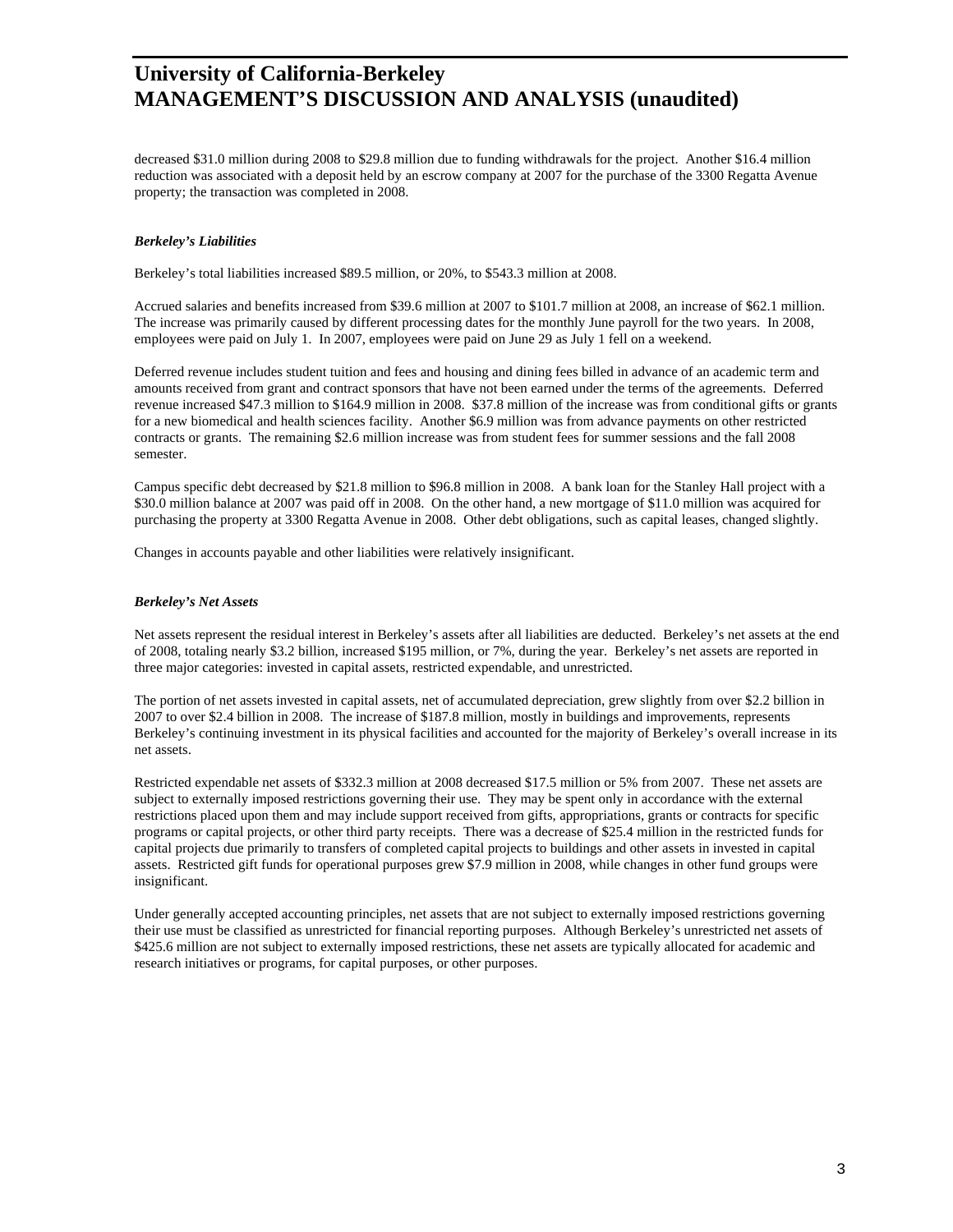decreased $31.0 million during 2008 to $29.8 million due to funding withdrawals for the project. Another $16.4 million reduction was associated with a deposit held by an escrow company at 2007 for the purchase of the 3300 Regatta Avenue property; the transaction was completed in 2008.

***Berkeley's Liabilities***

Berkeley's total liabilities increased $89.5 million, or 20%, to $543.3 million at 2008.

Accrued salaries and benefits increased from $39.6 million at 2007 to $101.7 million at 2008, an increase of $62.1 million. The increase was primarily caused by different processing dates for the monthly June payroll for the two years. In 2008, employees were paid on July 1. In 2007, employees were paid on June 29 as July 1 fell on a weekend.

Deferred revenue includes student tuition and fees and housing and dining fees billed in advance of an academic term and amounts received from grant and contract sponsors that have not been earned under the terms of the agreements. Deferred revenue increased $47.3 million to $164.9 million in 2008. $37.8 million of the increase was from conditional gifts or grants for a new biomedical and health sciences facility. Another $6.9 million was from advance payments on other restricted contracts or grants. The remaining $2.6 million increase was from student fees for summer sessions and the fall 2008 semester.

Campus specific debt decreased by $21.8 million to $96.8 million in 2008. A bank loan for the Stanley Hall project with a $30.0 million balance at 2007 was paid off in 2008. On the other hand, a new mortgage of $11.0 million was acquired for purchasing the property at 3300 Regatta Avenue in 2008. Other debt obligations, such as capital leases, changed slightly.

Changes in accounts payable and other liabilities were relatively insignificant.

***Berkeley's Net Assets***

Net assets represent the residual interest in Berkeley's assets after all liabilities are deducted. Berkeley's net assets at the end of 2008, totaling nearly $3.2 billion, increased $195 million, or 7%, during the year. Berkeley's net assets are reported in three major categories: invested in capital assets, restricted expendable, and unrestricted.

The portion of net assets invested in capital assets, net of accumulated depreciation, grew slightly from over $2.2 billion in 2007 to over $2.4 billion in 2008. The increase of $187.8 million, mostly in buildings and improvements, represents Berkeley's continuing investment in its physical facilities and accounted for the majority of Berkeley's overall increase in its net assets.

Restricted expendable net assets of $332.3 million at 2008 decreased $17.5 million or 5% from 2007. These net assets are subject to externally imposed restrictions governing their use. They may be spent only in accordance with the external restrictions placed upon them and may include support received from gifts, appropriations, grants or contracts for specific programs or capital projects, or other third party receipts. There was a decrease of $25.4 million in the restricted funds for capital projects due primarily to transfers of completed capital projects to buildings and other assets in invested in capital assets. Restricted gift funds for operational purposes grew $7.9 million in 2008, while changes in other fund groups were insignificant.

Under generally accepted accounting principles, net assets that are not subject to externally imposed restrictions governing their use must be classified as unrestricted for financial reporting purposes. Although Berkeley's unrestricted net assets of $425.6 million are not subject to externally imposed restrictions, these net assets are typically allocated for academic and research initiatives or programs, for capital purposes, or other purposes.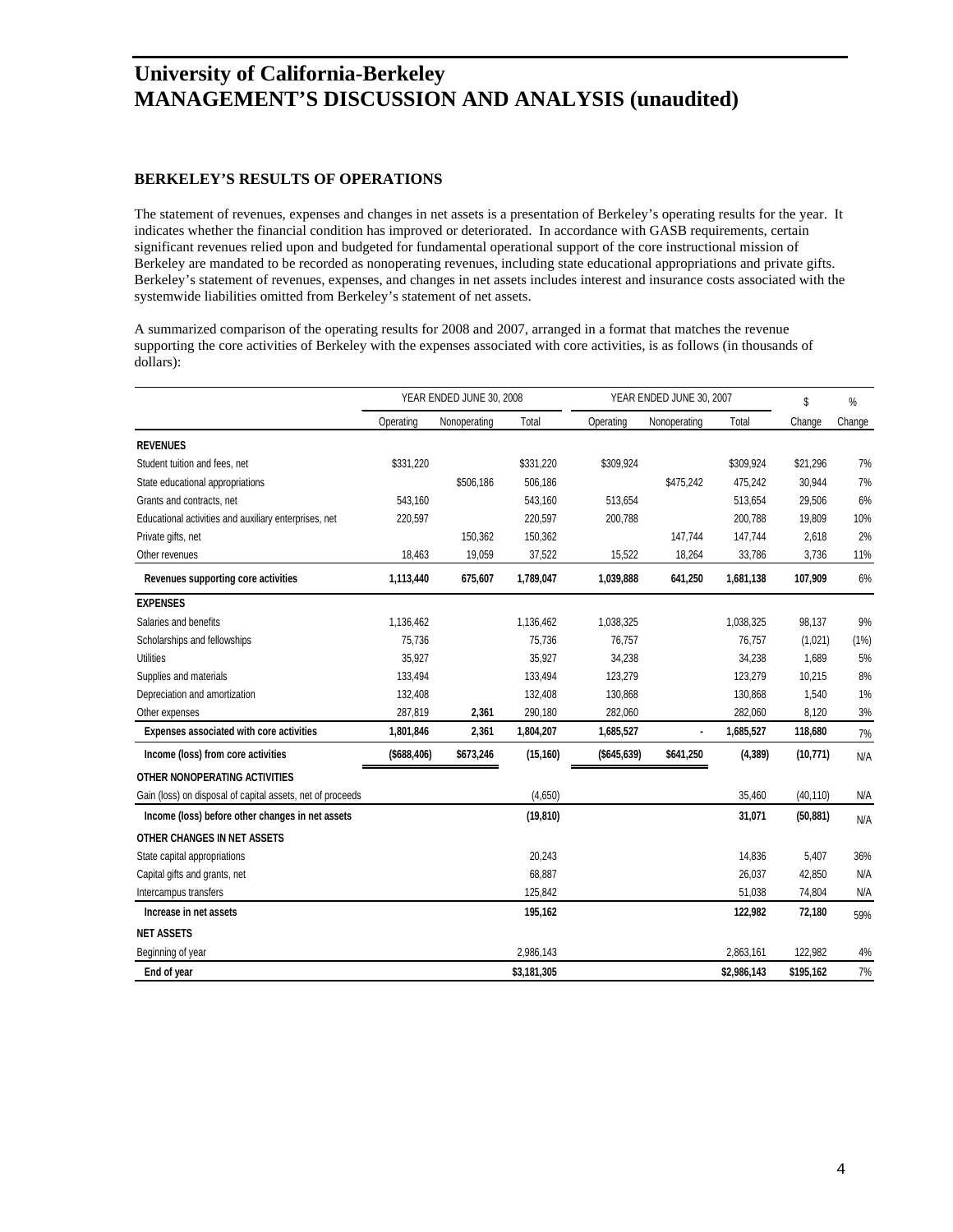# University of California-Berkeley
# MANAGEMENT'S DISCUSSION AND ANALYSIS (unaudited)

### BERKELEY'S RESULTS OF OPERATIONS

The statement of revenues, expenses and changes in net assets is a presentation of Berkeley's operating results for the year. It indicates whether the financial condition has improved or deteriorated. In accordance with GASB requirements, certain significant revenues relied upon and budgeted for fundamental operational support of the core instructional mission of Berkeley are mandated to be recorded as nonoperating revenues, including state educational appropriations and private gifts. Berkeley's statement of revenues, expenses, and changes in net assets includes interest and insurance costs associated with the systemwide liabilities omitted from Berkeley's statement of net assets.

A summarized comparison of the operating results for 2008 and 2007, arranged in a format that matches the revenue supporting the core activities of Berkeley with the expenses associated with core activities, is as follows (in thousands of dollars):

| | YEAR ENDED JUNE 30, 2008 | | | YEAR ENDED JUNE 30, 2007 | | | $ | % |
|---|---|---|---|---|---|---|---|---|
| | Operating | Nonoperating | Total | Operating | Nonoperating | Total | Change | Change |
| **REVENUES** | | | | | | | | |
| Student tuition and fees, net | $331,220 | | $331,220 | $309,924 | | $309,924 | $21,296 | 7% |
| State educational appropriations | | $506,186 | 506,186 | | $475,242 | 475,242 | 30,944 | 7% |
| Grants and contracts, net | 543,160 | | 543,160 | 513,654 | | 513,654 | 29,506 | 6% |
| Educational activities and auxiliary enterprises, net | 220,597 | | 220,597 | 200,788 | | 200,788 | 19,809 | 10% |
| Private gifts, net | | 150,362 | 150,362 | | 147,744 | 147,744 | 2,618 | 2% |
| Other revenues | 18,463 | 19,059 | 37,522 | 15,522 | 18,264 | 33,786 | 3,736 | 11% |
| **Revenues supporting core activities** | **1,113,440** | **675,607** | **1,789,047** | **1,039,888** | **641,250** | **1,681,138** | **107,909** | 6% |
| **EXPENSES** | | | | | | | | |
| Salaries and benefits | 1,136,462 | | 1,136,462 | 1,038,325 | | 1,038,325 | 98,137 | 9% |
| Scholarships and fellowships | 75,736 | | 75,736 | 76,757 | | 76,757 | (1,021) | (1%) |
| Utilities | 35,927 | | 35,927 | 34,238 | | 34,238 | 1,689 | 5% |
| Supplies and materials | 133,494 | | 133,494 | 123,279 | | 123,279 | 10,215 | 8% |
| Depreciation and amortization | 132,408 | | 132,408 | 130,868 | | 130,868 | 1,540 | 1% |
| Other expenses | 287,819 | **2,361** | 290,180 | 282,060 | | 282,060 | 8,120 | 3% |
| **Expenses associated with core activities** | **1,801,846** | **2,361** | **1,804,207** | **1,685,527** | **-** | **1,685,527** | **118,680** | 7% |
| **Income (loss) from core activities** | **($688,406)** | **$673,246** | **(15,160)** | **($645,639)** | **$641,250** | **(4,389)** | **(10,771)** | N/A |
| **OTHER NONOPERATING ACTIVITIES** | | | | | | | | |
| Gain (loss) on disposal of capital assets, net of proceeds | | | (4,650) | | | 35,460 | (40,110) | N/A |
| **Income (loss) before other changes in net assets** | | | **(19,810)** | | | **31,071** | **(50,881)** | N/A |
| **OTHER CHANGES IN NET ASSETS** | | | | | | | | |
| State capital appropriations | | | 20,243 | | | 14,836 | 5,407 | 36% |
| Capital gifts and grants, net | | | 68,887 | | | 26,037 | 42,850 | N/A |
| Intercampus transfers | | | 125,842 | | | 51,038 | 74,804 | N/A |
| **Increase in net assets** | | | **195,162** | | | **122,982** | **72,180** | 59% |
| **NET ASSETS** | | | | | | | | |
| Beginning of year | | | 2,986,143 | | | 2,863,161 | 122,982 | 4% |
| **End of year** | | | **$3,181,305** | | | **$2,986,143** | **$195,162** | 7% |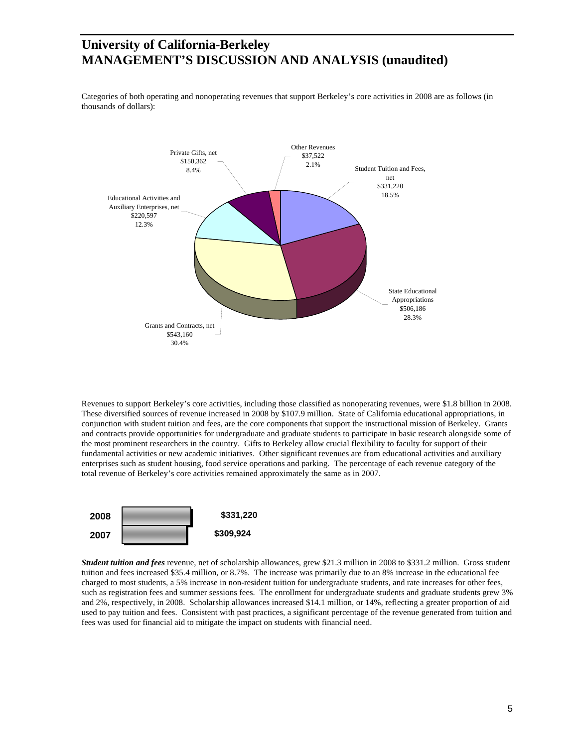# University of California-Berkeley
# MANAGEMENT'S DISCUSSION AND ANALYSIS (unaudited)

Categories of both operating and nonoperating revenues that support Berkeley's core activities in 2008 are as follows (in thousands of dollars):

| Category | Amount | Percentage |
|---|---|---|
| Student Tuition and Fees, net | $331,220 | 18.5% |
| State Educational Appropriations | $506,186 | 28.3% |
| Grants and Contracts, net | $543,160 | 30.4% |
| Educational Activities and Auxiliary Enterprises, net | $220,597 | 12.3% |
| Private Gifts, net | $150,362 | 8.4% |
| Other Revenues | $37,522 | 2.1% |

Revenues to support Berkeley's core activities, including those classified as nonoperating revenues, were $1.8 billion in 2008. These diversified sources of revenue increased in 2008 by $107.9 million. State of California educational appropriations, in conjunction with student tuition and fees, are the core components that support the instructional mission of Berkeley. Grants and contracts provide opportunities for undergraduate and graduate students to participate in basic research alongside some of the most prominent researchers in the country. Gifts to Berkeley allow crucial flexibility to faculty for support of their fundamental activities or new academic initiatives. Other significant revenues are from educational activities and auxiliary enterprises such as student housing, food service operations and parking. The percentage of each revenue category of the total revenue of Berkeley's core activities remained approximately the same as in 2007.

| Year | Amount |
|---|---|
| 2008 | $331,220 |
| 2007 | $309,924 |

***Student tuition and fees*** revenue, net of scholarship allowances, grew $21.3 million in 2008 to $331.2 million. Gross student tuition and fees increased $35.4 million, or 8.7%. The increase was primarily due to an 8% increase in the educational fee charged to most students, a 5% increase in non-resident tuition for undergraduate students, and rate increases for other fees, such as registration fees and summer sessions fees. The enrollment for undergraduate students and graduate students grew 3% and 2%, respectively, in 2008. Scholarship allowances increased $14.1 million, or 14%, reflecting a greater proportion of aid used to pay tuition and fees. Consistent with past practices, a significant percentage of the revenue generated from tuition and fees was used for financial aid to mitigate the impact on students with financial need.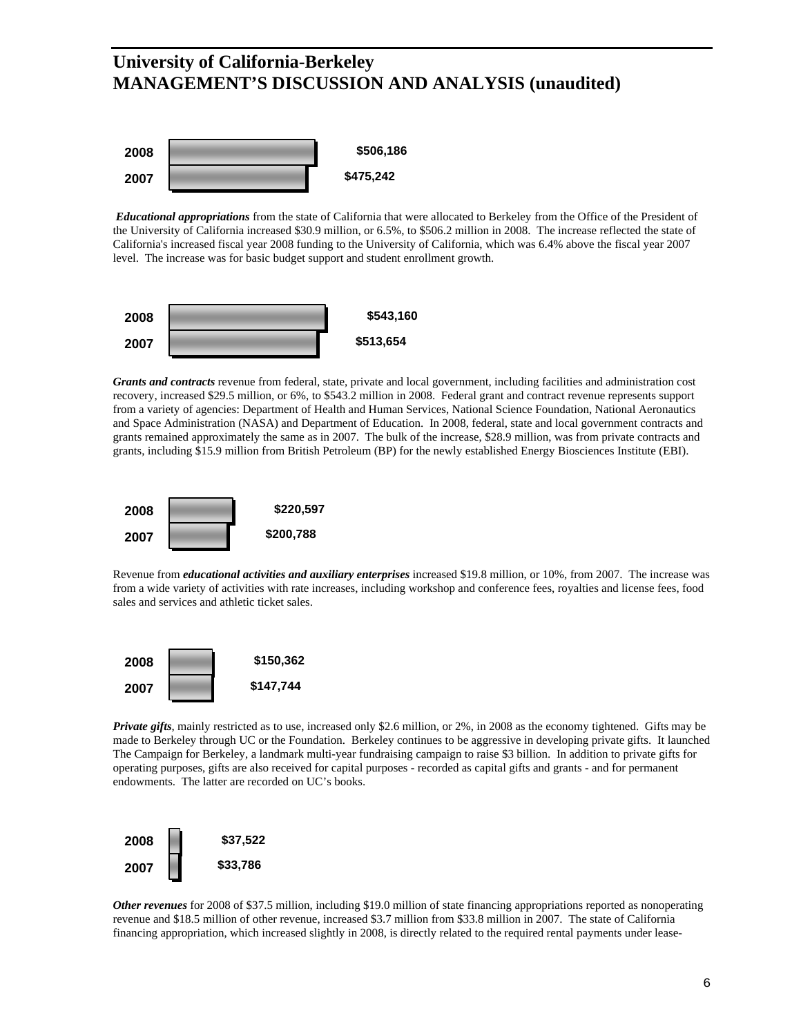# University of California-Berkeley
# MANAGEMENT'S DISCUSSION AND ANALYSIS (unaudited)

| Year | Amount |
|---|---|
| 2008 | $506,186 |
| 2007 | $475,242 |

***Educational appropriations*** from the state of California that were allocated to Berkeley from the Office of the President of the University of California increased $30.9 million, or 6.5%, to $506.2 million in 2008. The increase reflected the state of California's increased fiscal year 2008 funding to the University of California, which was 6.4% above the fiscal year 2007 level. The increase was for basic budget support and student enrollment growth.

| Year | Amount |
|---|---|
| 2008 | $543,160 |
| 2007 | $513,654 |

***Grants and contracts*** revenue from federal, state, private and local government, including facilities and administration cost recovery, increased $29.5 million, or 6%, to $543.2 million in 2008. Federal grant and contract revenue represents support from a variety of agencies: Department of Health and Human Services, National Science Foundation, National Aeronautics and Space Administration (NASA) and Department of Education. In 2008, federal, state and local government contracts and grants remained approximately the same as in 2007. The bulk of the increase, $28.9 million, was from private contracts and grants, including $15.9 million from British Petroleum (BP) for the newly established Energy Biosciences Institute (EBI).

| Year | Amount |
|---|---|
| 2008 | $220,597 |
| 2007 | $200,788 |

Revenue from ***educational activities and auxiliary enterprises*** increased $19.8 million, or 10%, from 2007. The increase was from a wide variety of activities with rate increases, including workshop and conference fees, royalties and license fees, food sales and services and athletic ticket sales.

| Year | Amount |
|---|---|
| 2008 | $150,362 |
| 2007 | $147,744 |

***Private gifts***, mainly restricted as to use, increased only $2.6 million, or 2%, in 2008 as the economy tightened. Gifts may be made to Berkeley through UC or the Foundation. Berkeley continues to be aggressive in developing private gifts. It launched The Campaign for Berkeley, a landmark multi-year fundraising campaign to raise $3 billion. In addition to private gifts for operating purposes, gifts are also received for capital purposes - recorded as capital gifts and grants - and for permanent endowments. The latter are recorded on UC's books.

| Year | Amount |
|---|---|
| 2008 | $37,522 |
| 2007 | $33,786 |

***Other revenues*** for 2008 of $37.5 million, including $19.0 million of state financing appropriations reported as nonoperating revenue and $18.5 million of other revenue, increased $3.7 million from $33.8 million in 2007. The state of California financing appropriation, which increased slightly in 2008, is directly related to the required rental payments under lease-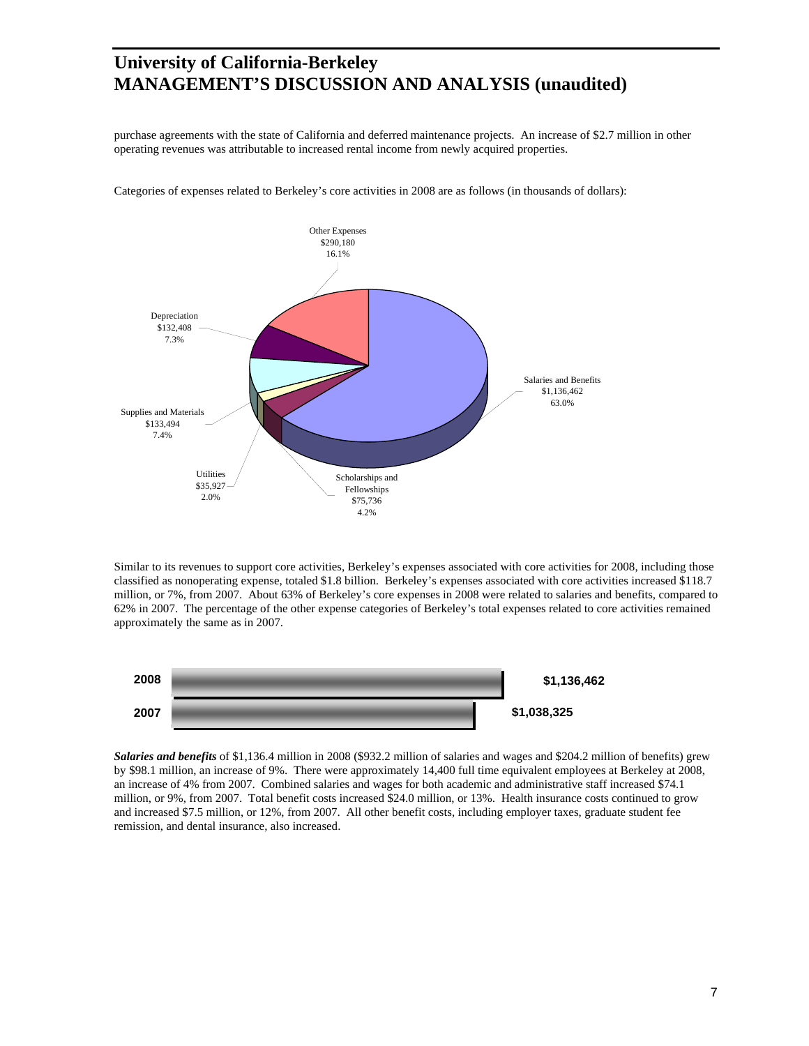purchase agreements with the state of California and deferred maintenance projects. An increase of $2.7 million in other operating revenues was attributable to increased rental income from newly acquired properties.

Categories of expenses related to Berkeley's core activities in 2008 are as follows (in thousands of dollars):

| Category | Amount | Percent |
|---|---|---|
| Salaries and Benefits | $1,136,462 | 63.0% |
| Other Expenses | $290,180 | 16.1% |
| Depreciation | $132,408 | 7.3% |
| Supplies and Materials | $133,494 | 7.4% |
| Utilities | $35,927 | 2.0% |
| Scholarships and Fellowships | $75,736 | 4.2% |

Similar to its revenues to support core activities, Berkeley's expenses associated with core activities for 2008, including those classified as nonoperating expense, totaled $1.8 billion. Berkeley's expenses associated with core activities increased $118.7 million, or 7%, from 2007. About 63% of Berkeley's core expenses in 2008 were related to salaries and benefits, compared to 62% in 2007. The percentage of the other expense categories of Berkeley's total expenses related to core activities remained approximately the same as in 2007.

| Year | Amount |
|---|---|
| 2008 | $1,136,462 |
| 2007 | $1,038,325 |

***Salaries and benefits*** of $1,136.4 million in 2008 ($932.2 million of salaries and wages and $204.2 million of benefits) grew by $98.1 million, an increase of 9%. There were approximately 14,400 full time equivalent employees at Berkeley at 2008, an increase of 4% from 2007. Combined salaries and wages for both academic and administrative staff increased $74.1 million, or 9%, from 2007. Total benefit costs increased $24.0 million, or 13%. Health insurance costs continued to grow and increased $7.5 million, or 12%, from 2007. All other benefit costs, including employer taxes, graduate student fee remission, and dental insurance, also increased.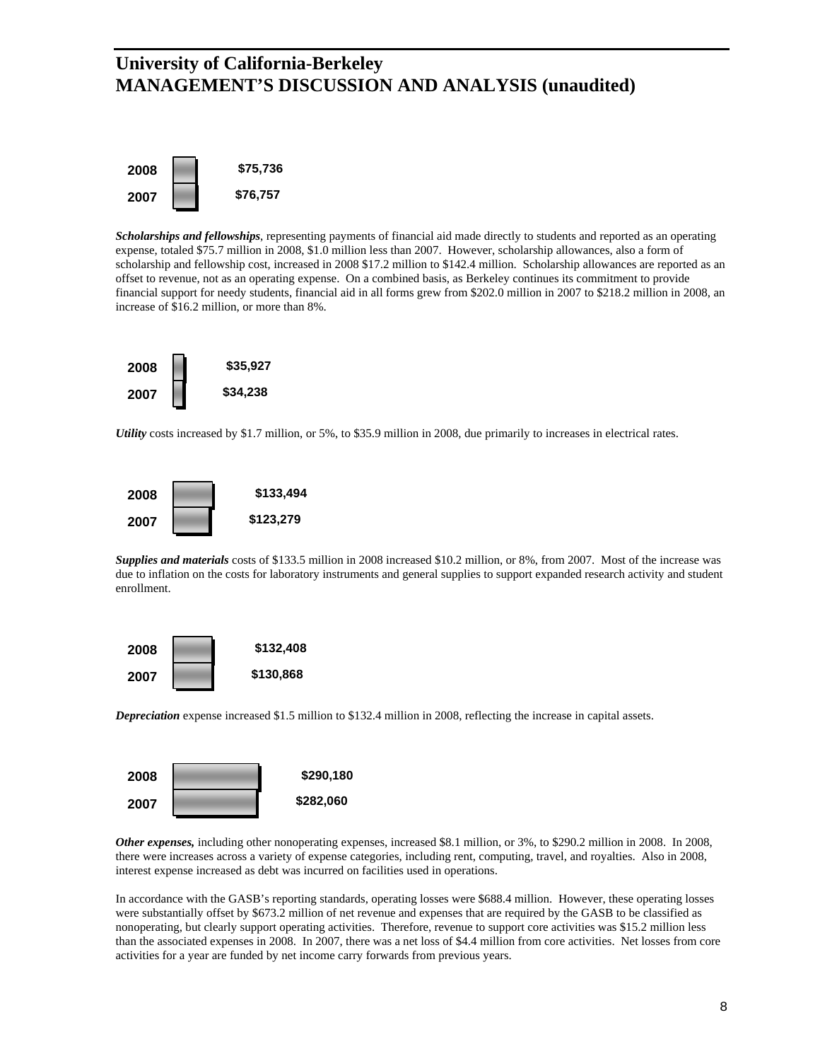# University of California-Berkeley
# MANAGEMENT'S DISCUSSION AND ANALYSIS (unaudited)

| Year | Amount |
|---|---|
| 2008 | $75,736 |
| 2007 | $76,757 |

***Scholarships and fellowships***, representing payments of financial aid made directly to students and reported as an operating expense, totaled $75.7 million in 2008, $1.0 million less than 2007. However, scholarship allowances, also a form of scholarship and fellowship cost, increased in 2008 $17.2 million to $142.4 million. Scholarship allowances are reported as an offset to revenue, not as an operating expense. On a combined basis, as Berkeley continues its commitment to provide financial support for needy students, financial aid in all forms grew from $202.0 million in 2007 to $218.2 million in 2008, an increase of $16.2 million, or more than 8%.

| Year | Amount |
|---|---|
| 2008 | $35,927 |
| 2007 | $34,238 |

***Utility*** costs increased by $1.7 million, or 5%, to $35.9 million in 2008, due primarily to increases in electrical rates.

| Year | Amount |
|---|---|
| 2008 | $133,494 |
| 2007 | $123,279 |

***Supplies and materials*** costs of $133.5 million in 2008 increased $10.2 million, or 8%, from 2007. Most of the increase was due to inflation on the costs for laboratory instruments and general supplies to support expanded research activity and student enrollment.

| Year | Amount |
|---|---|
| 2008 | $132,408 |
| 2007 | $130,868 |

***Depreciation*** expense increased $1.5 million to $132.4 million in 2008, reflecting the increase in capital assets.

| Year | Amount |
|---|---|
| 2008 | $290,180 |
| 2007 | $282,060 |

***Other expenses,*** including other nonoperating expenses, increased $8.1 million, or 3%, to $290.2 million in 2008. In 2008, there were increases across a variety of expense categories, including rent, computing, travel, and royalties. Also in 2008, interest expense increased as debt was incurred on facilities used in operations.

In accordance with the GASB's reporting standards, operating losses were $688.4 million. However, these operating losses were substantially offset by $673.2 million of net revenue and expenses that are required by the GASB to be classified as nonoperating, but clearly support operating activities. Therefore, revenue to support core activities was $15.2 million less than the associated expenses in 2008. In 2007, there was a net loss of $4.4 million from core activities. Net losses from core activities for a year are funded by net income carry forwards from previous years.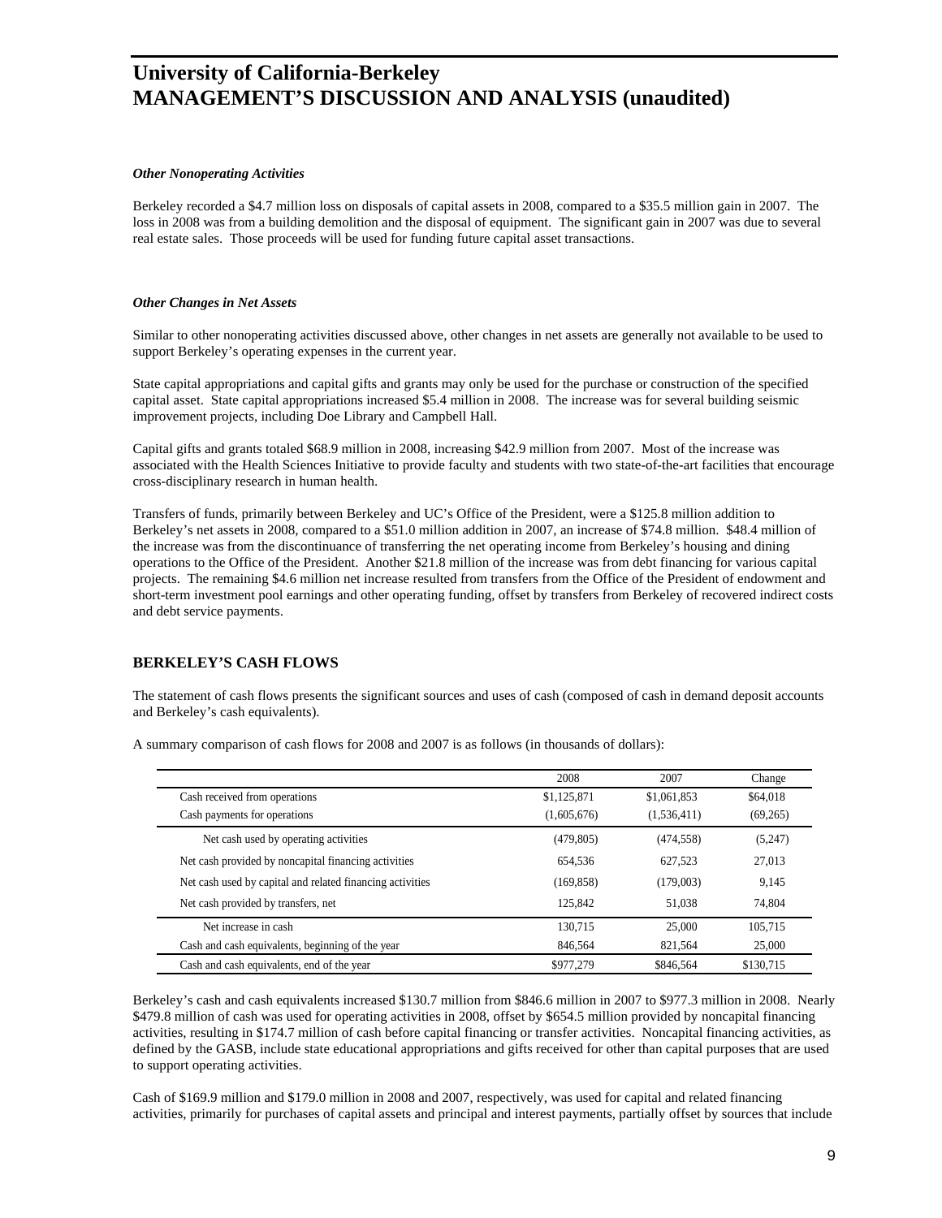### *Other Nonoperating Activities*

Berkeley recorded a $4.7 million loss on disposals of capital assets in 2008, compared to a $35.5 million gain in 2007. The loss in 2008 was from a building demolition and the disposal of equipment. The significant gain in 2007 was due to several real estate sales. Those proceeds will be used for funding future capital asset transactions.

### *Other Changes in Net Assets*

Similar to other nonoperating activities discussed above, other changes in net assets are generally not available to be used to support Berkeley's operating expenses in the current year.

State capital appropriations and capital gifts and grants may only be used for the purchase or construction of the specified capital asset. State capital appropriations increased $5.4 million in 2008. The increase was for several building seismic improvement projects, including Doe Library and Campbell Hall.

Capital gifts and grants totaled $68.9 million in 2008, increasing $42.9 million from 2007. Most of the increase was associated with the Health Sciences Initiative to provide faculty and students with two state-of-the-art facilities that encourage cross-disciplinary research in human health.

Transfers of funds, primarily between Berkeley and UC's Office of the President, were a $125.8 million addition to Berkeley's net assets in 2008, compared to a $51.0 million addition in 2007, an increase of $74.8 million. $48.4 million of the increase was from the discontinuance of transferring the net operating income from Berkeley's housing and dining operations to the Office of the President. Another $21.8 million of the increase was from debt financing for various capital projects. The remaining $4.6 million net increase resulted from transfers from the Office of the President of endowment and short-term investment pool earnings and other operating funding, offset by transfers from Berkeley of recovered indirect costs and debt service payments.

## BERKELEY'S CASH FLOWS

The statement of cash flows presents the significant sources and uses of cash (composed of cash in demand deposit accounts and Berkeley's cash equivalents).

A summary comparison of cash flows for 2008 and 2007 is as follows (in thousands of dollars):

| | 2008 | 2007 | Change |
|---|---|---|---|
| Cash received from operations | $1,125,871 | $1,061,853 | $64,018 |
| Cash payments for operations | (1,605,676) | (1,536,411) | (69,265) |
| Net cash used by operating activities | (479,805) | (474,558) | (5,247) |
| Net cash provided by noncapital financing activities | 654,536 | 627,523 | 27,013 |
| Net cash used by capital and related financing activities | (169,858) | (179,003) | 9,145 |
| Net cash provided by transfers, net | 125,842 | 51,038 | 74,804 |
| Net increase in cash | 130,715 | 25,000 | 105,715 |
| Cash and cash equivalents, beginning of the year | 846,564 | 821,564 | 25,000 |
| Cash and cash equivalents, end of the year | $977,279 | $846,564 | $130,715 |

Berkeley's cash and cash equivalents increased $130.7 million from $846.6 million in 2007 to $977.3 million in 2008. Nearly $479.8 million of cash was used for operating activities in 2008, offset by $654.5 million provided by noncapital financing activities, resulting in $174.7 million of cash before capital financing or transfer activities. Noncapital financing activities, as defined by the GASB, include state educational appropriations and gifts received for other than capital purposes that are used to support operating activities.

Cash of $169.9 million and $179.0 million in 2008 and 2007, respectively, was used for capital and related financing activities, primarily for purchases of capital assets and principal and interest payments, partially offset by sources that include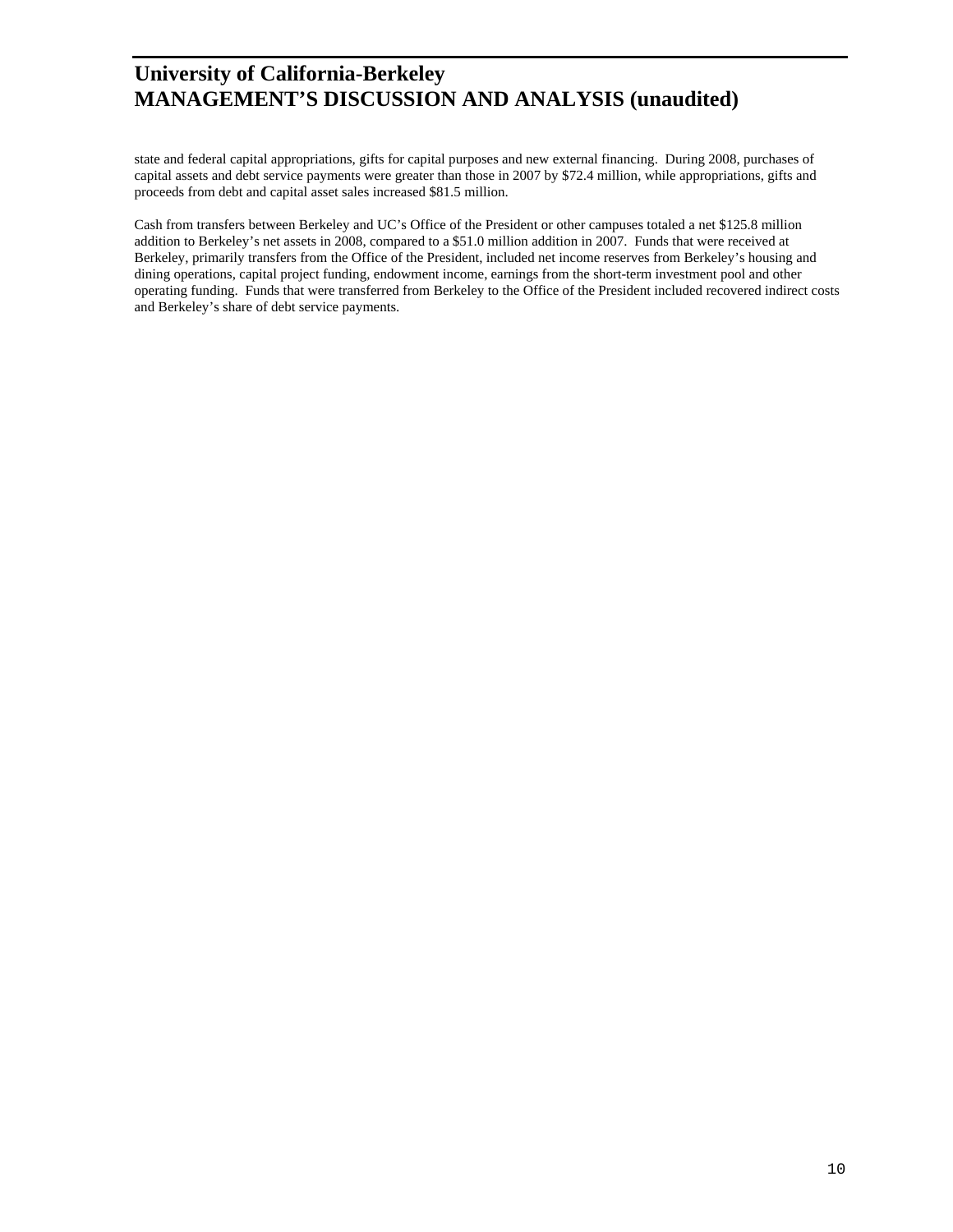state and federal capital appropriations, gifts for capital purposes and new external financing. During 2008, purchases of capital assets and debt service payments were greater than those in 2007 by $72.4 million, while appropriations, gifts and proceeds from debt and capital asset sales increased $81.5 million.

Cash from transfers between Berkeley and UC's Office of the President or other campuses totaled a net $125.8 million addition to Berkeley's net assets in 2008, compared to a $51.0 million addition in 2007. Funds that were received at Berkeley, primarily transfers from the Office of the President, included net income reserves from Berkeley's housing and dining operations, capital project funding, endowment income, earnings from the short-term investment pool and other operating funding. Funds that were transferred from Berkeley to the Office of the President included recovered indirect costs and Berkeley's share of debt service payments.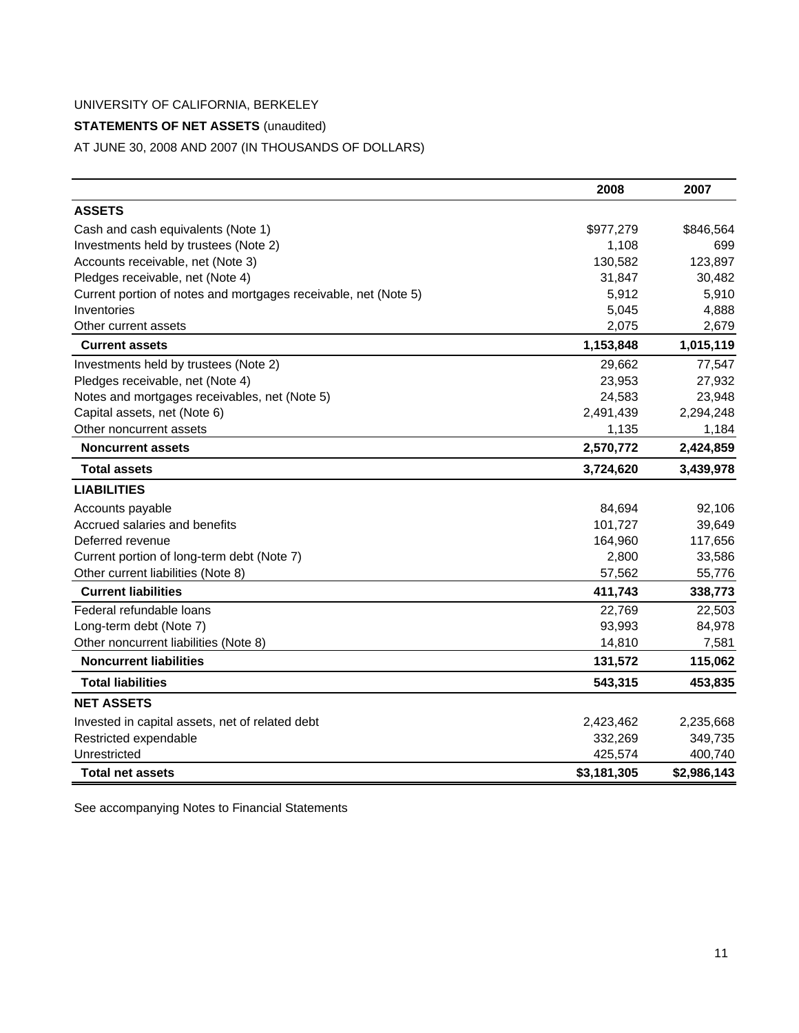UNIVERSITY OF CALIFORNIA, BERKELEY

**STATEMENTS OF NET ASSETS** (unaudited)

AT JUNE 30, 2008 AND 2007 (IN THOUSANDS OF DOLLARS)

| | 2008 | 2007 |
|---|---|---|
| **ASSETS** | | |
| Cash and cash equivalents (Note 1) | $977,279 | $846,564 |
| Investments held by trustees (Note 2) | 1,108 | 699 |
| Accounts receivable, net (Note 3) | 130,582 | 123,897 |
| Pledges receivable, net (Note 4) | 31,847 | 30,482 |
| Current portion of notes and mortgages receivable, net (Note 5) | 5,912 | 5,910 |
| Inventories | 5,045 | 4,888 |
| Other current assets | 2,075 | 2,679 |
| **Current assets** | **1,153,848** | **1,015,119** |
| Investments held by trustees (Note 2) | 29,662 | 77,547 |
| Pledges receivable, net (Note 4) | 23,953 | 27,932 |
| Notes and mortgages receivables, net (Note 5) | 24,583 | 23,948 |
| Capital assets, net (Note 6) | 2,491,439 | 2,294,248 |
| Other noncurrent assets | 1,135 | 1,184 |
| **Noncurrent assets** | **2,570,772** | **2,424,859** |
| **Total assets** | **3,724,620** | **3,439,978** |
| **LIABILITIES** | | |
| Accounts payable | 84,694 | 92,106 |
| Accrued salaries and benefits | 101,727 | 39,649 |
| Deferred revenue | 164,960 | 117,656 |
| Current portion of long-term debt (Note 7) | 2,800 | 33,586 |
| Other current liabilities (Note 8) | 57,562 | 55,776 |
| **Current liabilities** | **411,743** | **338,773** |
| Federal refundable loans | 22,769 | 22,503 |
| Long-term debt (Note 7) | 93,993 | 84,978 |
| Other noncurrent liabilities (Note 8) | 14,810 | 7,581 |
| **Noncurrent liabilities** | **131,572** | **115,062** |
| **Total liabilities** | **543,315** | **453,835** |
| **NET ASSETS** | | |
| Invested in capital assets, net of related debt | 2,423,462 | 2,235,668 |
| Restricted expendable | 332,269 | 349,735 |
| Unrestricted | 425,574 | 400,740 |
| **Total net assets** | **$3,181,305** | **$2,986,143** |

See accompanying Notes to Financial Statements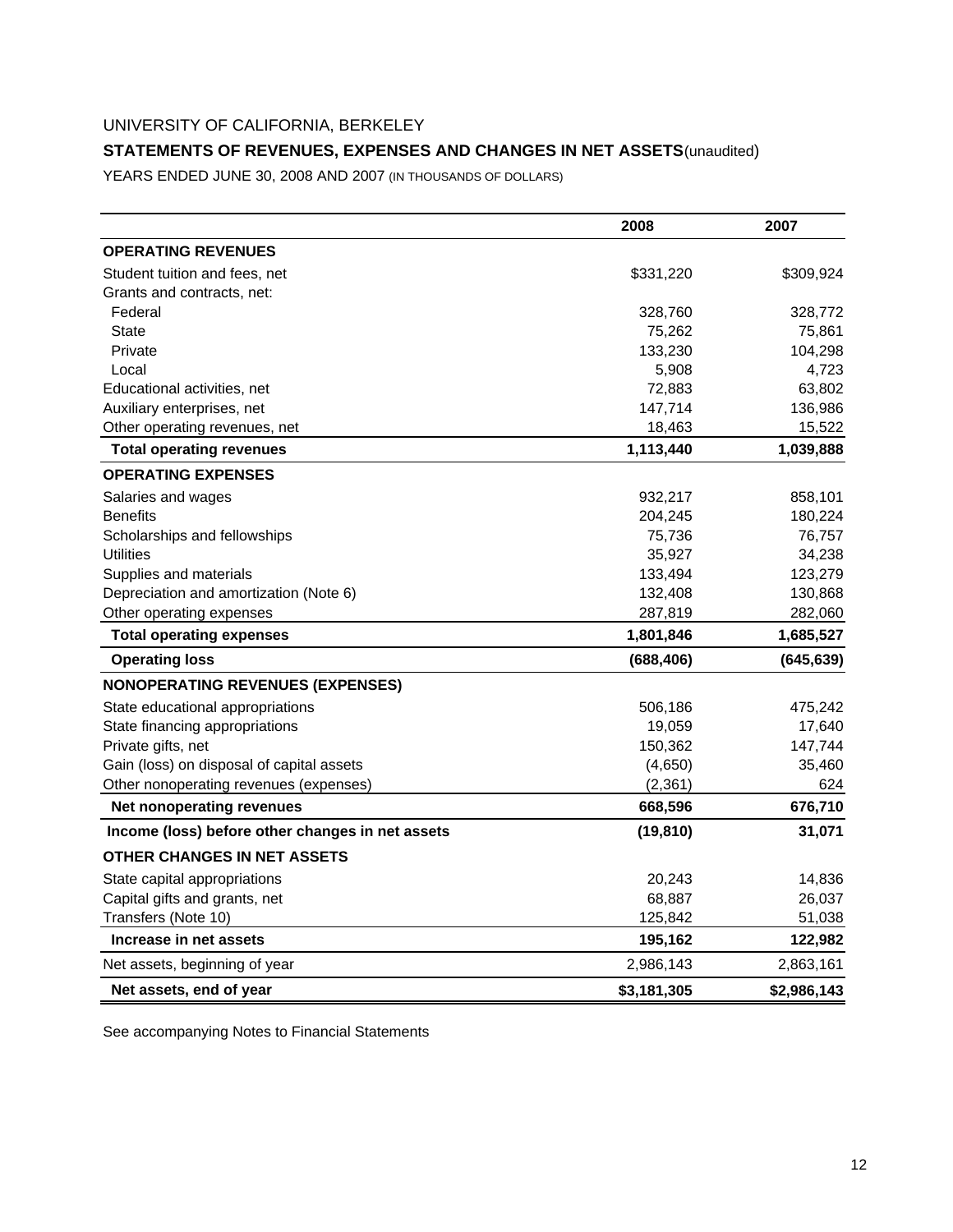UNIVERSITY OF CALIFORNIA, BERKELEY

**STATEMENTS OF REVENUES, EXPENSES AND CHANGES IN NET ASSETS** (unaudited)

YEARS ENDED JUNE 30, 2008 AND 2007 (IN THOUSANDS OF DOLLARS)

| | 2008 | 2007 |
|---|---|---|
| **OPERATING REVENUES** | | |
| Student tuition and fees, net | $331,220 | $309,924 |
| Grants and contracts, net: | | |
| Federal | 328,760 | 328,772 |
| State | 75,262 | 75,861 |
| Private | 133,230 | 104,298 |
| Local | 5,908 | 4,723 |
| Educational activities, net | 72,883 | 63,802 |
| Auxiliary enterprises, net | 147,714 | 136,986 |
| Other operating revenues, net | 18,463 | 15,522 |
| **Total operating revenues** | **1,113,440** | **1,039,888** |
| **OPERATING EXPENSES** | | |
| Salaries and wages | 932,217 | 858,101 |
| Benefits | 204,245 | 180,224 |
| Scholarships and fellowships | 75,736 | 76,757 |
| Utilities | 35,927 | 34,238 |
| Supplies and materials | 133,494 | 123,279 |
| Depreciation and amortization (Note 6) | 132,408 | 130,868 |
| Other operating expenses | 287,819 | 282,060 |
| **Total operating expenses** | **1,801,846** | **1,685,527** |
| **Operating loss** | **(688,406)** | **(645,639)** |
| **NONOPERATING REVENUES (EXPENSES)** | | |
| State educational appropriations | 506,186 | 475,242 |
| State financing appropriations | 19,059 | 17,640 |
| Private gifts, net | 150,362 | 147,744 |
| Gain (loss) on disposal of capital assets | (4,650) | 35,460 |
| Other nonoperating revenues (expenses) | (2,361) | 624 |
| **Net nonoperating revenues** | **668,596** | **676,710** |
| **Income (loss) before other changes in net assets** | **(19,810)** | **31,071** |
| **OTHER CHANGES IN NET ASSETS** | | |
| State capital appropriations | 20,243 | 14,836 |
| Capital gifts and grants, net | 68,887 | 26,037 |
| Transfers (Note 10) | 125,842 | 51,038 |
| **Increase in net assets** | **195,162** | **122,982** |
| Net assets, beginning of year | 2,986,143 | 2,863,161 |
| **Net assets, end of year** | **$3,181,305** | **$2,986,143** |

See accompanying Notes to Financial Statements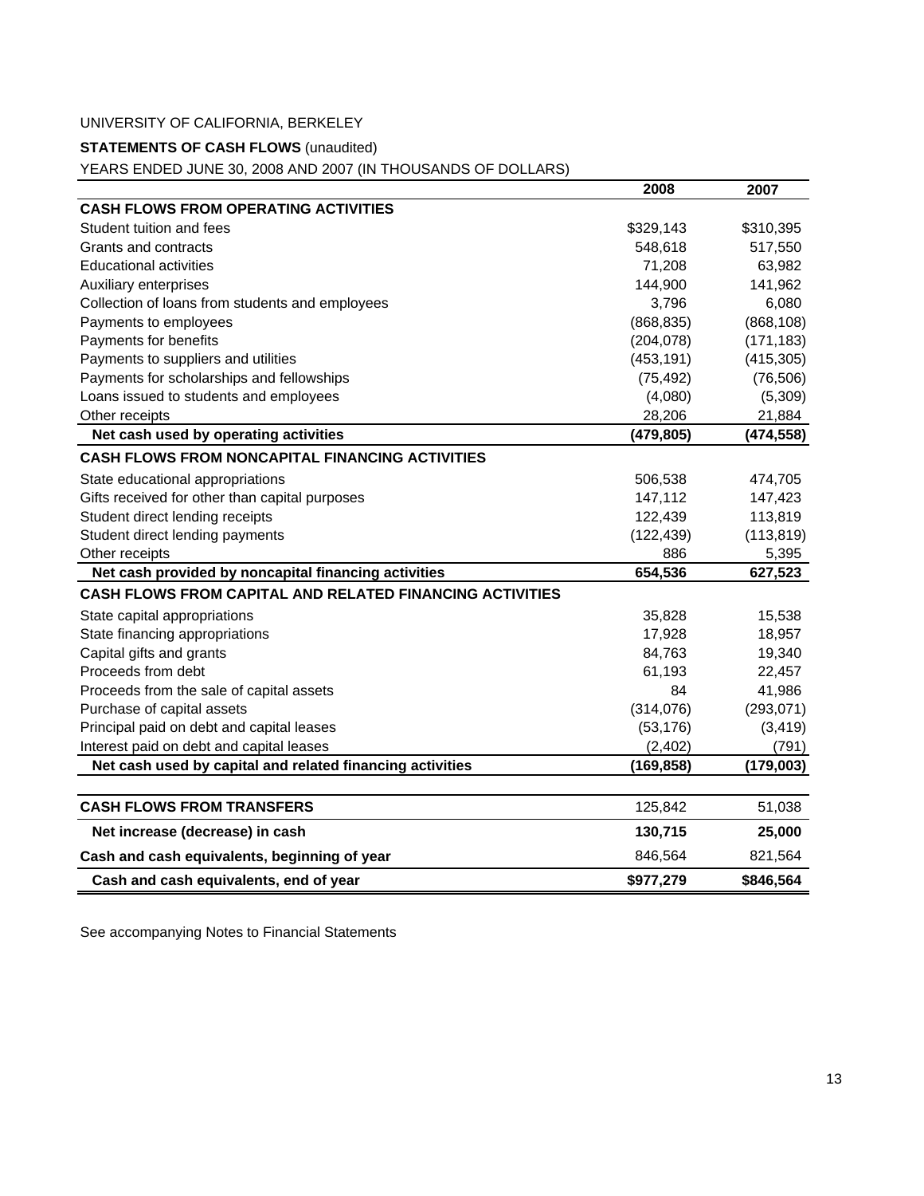UNIVERSITY OF CALIFORNIA, BERKELEY

**STATEMENTS OF CASH FLOWS** (unaudited)

YEARS ENDED JUNE 30, 2008 AND 2007 (IN THOUSANDS OF DOLLARS)

| | 2008 | 2007 |
|---|---|---|
| **CASH FLOWS FROM OPERATING ACTIVITIES** | | |
| Student tuition and fees | $329,143 | $310,395 |
| Grants and contracts | 548,618 | 517,550 |
| Educational activities | 71,208 | 63,982 |
| Auxiliary enterprises | 144,900 | 141,962 |
| Collection of loans from students and employees | 3,796 | 6,080 |
| Payments to employees | (868,835) | (868,108) |
| Payments for benefits | (204,078) | (171,183) |
| Payments to suppliers and utilities | (453,191) | (415,305) |
| Payments for scholarships and fellowships | (75,492) | (76,506) |
| Loans issued to students and employees | (4,080) | (5,309) |
| Other receipts | 28,206 | 21,884 |
| **Net cash used by operating activities** | **(479,805)** | **(474,558)** |
| **CASH FLOWS FROM NONCAPITAL FINANCING ACTIVITIES** | | |
| State educational appropriations | 506,538 | 474,705 |
| Gifts received for other than capital purposes | 147,112 | 147,423 |
| Student direct lending receipts | 122,439 | 113,819 |
| Student direct lending payments | (122,439) | (113,819) |
| Other receipts | 886 | 5,395 |
| **Net cash provided by noncapital financing activities** | **654,536** | **627,523** |
| **CASH FLOWS FROM CAPITAL AND RELATED FINANCING ACTIVITIES** | | |
| State capital appropriations | 35,828 | 15,538 |
| State financing appropriations | 17,928 | 18,957 |
| Capital gifts and grants | 84,763 | 19,340 |
| Proceeds from debt | 61,193 | 22,457 |
| Proceeds from the sale of capital assets | 84 | 41,986 |
| Purchase of capital assets | (314,076) | (293,071) |
| Principal paid on debt and capital leases | (53,176) | (3,419) |
| Interest paid on debt and capital leases | (2,402) | (791) |
| **Net cash used by capital and related financing activities** | **(169,858)** | **(179,003)** |
| **CASH FLOWS FROM TRANSFERS** | 125,842 | 51,038 |
| **Net increase (decrease) in cash** | **130,715** | **25,000** |
| **Cash and cash equivalents, beginning of year** | 846,564 | 821,564 |
| **Cash and cash equivalents, end of year** | **$977,279** | **$846,564** |

See accompanying Notes to Financial Statements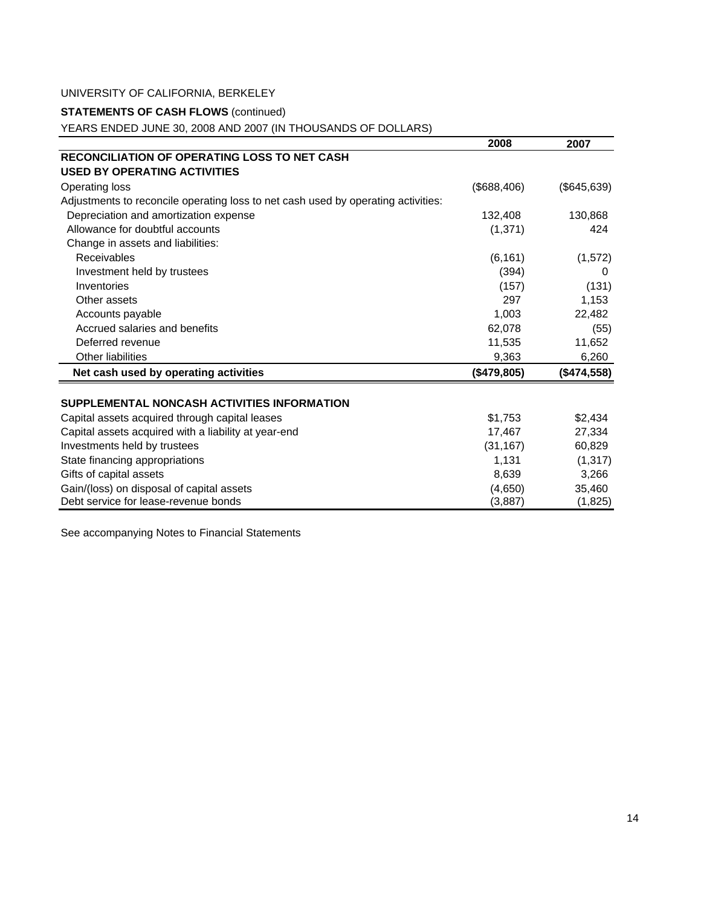UNIVERSITY OF CALIFORNIA, BERKELEY

**STATEMENTS OF CASH FLOWS** (continued)

YEARS ENDED JUNE 30, 2008 AND 2007 (IN THOUSANDS OF DOLLARS)

| | 2008 | 2007 |
|---|---|---|
| **RECONCILIATION OF OPERATING LOSS TO NET CASH USED BY OPERATING ACTIVITIES** | | |
| Operating loss | ($688,406) | ($645,639) |
| Adjustments to reconcile operating loss to net cash used by operating activities: | | |
| Depreciation and amortization expense | 132,408 | 130,868 |
| Allowance for doubtful accounts | (1,371) | 424 |
| Change in assets and liabilities: | | |
| Receivables | (6,161) | (1,572) |
| Investment held by trustees | (394) | 0 |
| Inventories | (157) | (131) |
| Other assets | 297 | 1,153 |
| Accounts payable | 1,003 | 22,482 |
| Accrued salaries and benefits | 62,078 | (55) |
| Deferred revenue | 11,535 | 11,652 |
| Other liabilities | 9,363 | 6,260 |
| **Net cash used by operating activities** | **($479,805)** | **($474,558)** |

| | 2008 | 2007 |
|---|---|---|
| **SUPPLEMENTAL NONCASH ACTIVITIES INFORMATION** | | |
| Capital assets acquired through capital leases | $1,753 | $2,434 |
| Capital assets acquired with a liability at year-end | 17,467 | 27,334 |
| Investments held by trustees | (31,167) | 60,829 |
| State financing appropriations | 1,131 | (1,317) |
| Gifts of capital assets | 8,639 | 3,266 |
| Gain/(loss) on disposal of capital assets | (4,650) | 35,460 |
| Debt service for lease-revenue bonds | (3,887) | (1,825) |

See accompanying Notes to Financial Statements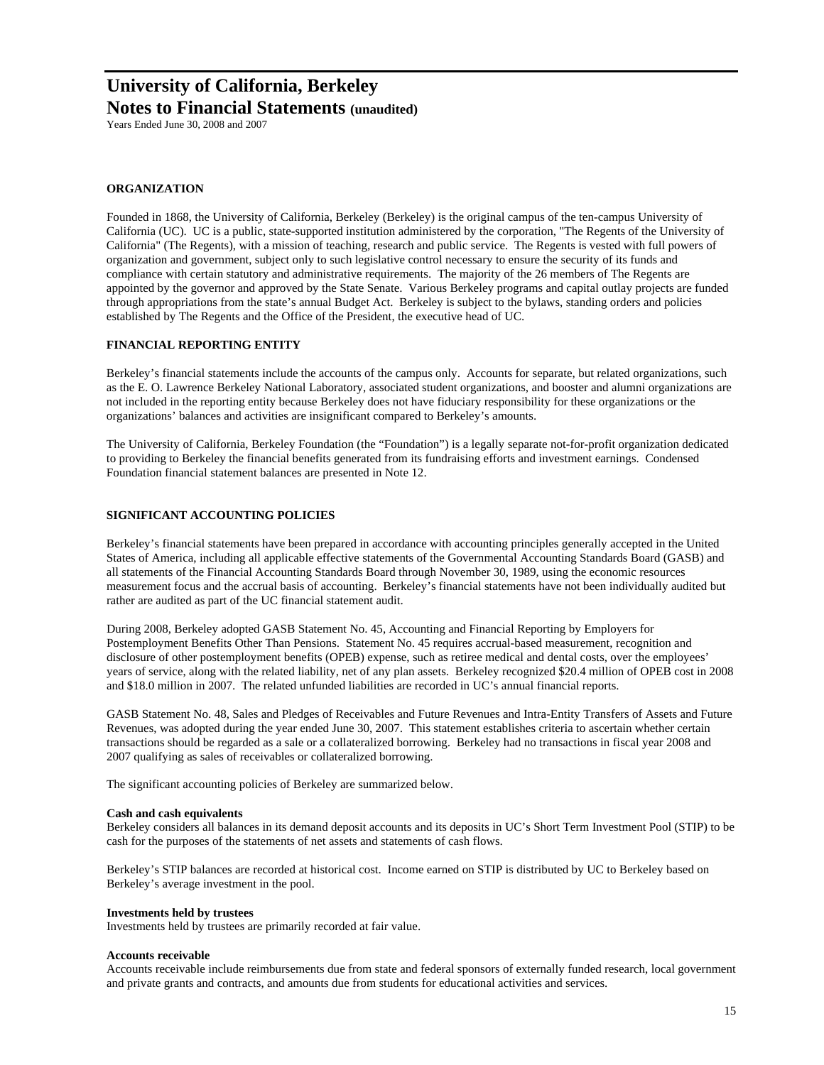# University of California, Berkeley
## Notes to Financial Statements (unaudited)

Years Ended June 30, 2008 and 2007

### ORGANIZATION

Founded in 1868, the University of California, Berkeley (Berkeley) is the original campus of the ten-campus University of California (UC). UC is a public, state-supported institution administered by the corporation, "The Regents of the University of California" (The Regents), with a mission of teaching, research and public service. The Regents is vested with full powers of organization and government, subject only to such legislative control necessary to ensure the security of its funds and compliance with certain statutory and administrative requirements. The majority of the 26 members of The Regents are appointed by the governor and approved by the State Senate. Various Berkeley programs and capital outlay projects are funded through appropriations from the state's annual Budget Act. Berkeley is subject to the bylaws, standing orders and policies established by The Regents and the Office of the President, the executive head of UC.

### FINANCIAL REPORTING ENTITY

Berkeley's financial statements include the accounts of the campus only. Accounts for separate, but related organizations, such as the E. O. Lawrence Berkeley National Laboratory, associated student organizations, and booster and alumni organizations are not included in the reporting entity because Berkeley does not have fiduciary responsibility for these organizations or the organizations' balances and activities are insignificant compared to Berkeley's amounts.

The University of California, Berkeley Foundation (the "Foundation") is a legally separate not-for-profit organization dedicated to providing to Berkeley the financial benefits generated from its fundraising efforts and investment earnings. Condensed Foundation financial statement balances are presented in Note 12.

### SIGNIFICANT ACCOUNTING POLICIES

Berkeley's financial statements have been prepared in accordance with accounting principles generally accepted in the United States of America, including all applicable effective statements of the Governmental Accounting Standards Board (GASB) and all statements of the Financial Accounting Standards Board through November 30, 1989, using the economic resources measurement focus and the accrual basis of accounting. Berkeley's financial statements have not been individually audited but rather are audited as part of the UC financial statement audit.

During 2008, Berkeley adopted GASB Statement No. 45, Accounting and Financial Reporting by Employers for Postemployment Benefits Other Than Pensions. Statement No. 45 requires accrual-based measurement, recognition and disclosure of other postemployment benefits (OPEB) expense, such as retiree medical and dental costs, over the employees' years of service, along with the related liability, net of any plan assets. Berkeley recognized $20.4 million of OPEB cost in 2008 and $18.0 million in 2007. The related unfunded liabilities are recorded in UC's annual financial reports.

GASB Statement No. 48, Sales and Pledges of Receivables and Future Revenues and Intra-Entity Transfers of Assets and Future Revenues, was adopted during the year ended June 30, 2007. This statement establishes criteria to ascertain whether certain transactions should be regarded as a sale or a collateralized borrowing. Berkeley had no transactions in fiscal year 2008 and 2007 qualifying as sales of receivables or collateralized borrowing.

The significant accounting policies of Berkeley are summarized below.

**Cash and cash equivalents**
Berkeley considers all balances in its demand deposit accounts and its deposits in UC's Short Term Investment Pool (STIP) to be cash for the purposes of the statements of net assets and statements of cash flows.

Berkeley's STIP balances are recorded at historical cost. Income earned on STIP is distributed by UC to Berkeley based on Berkeley's average investment in the pool.

**Investments held by trustees**
Investments held by trustees are primarily recorded at fair value.

**Accounts receivable**
Accounts receivable include reimbursements due from state and federal sponsors of externally funded research, local government and private grants and contracts, and amounts due from students for educational activities and services.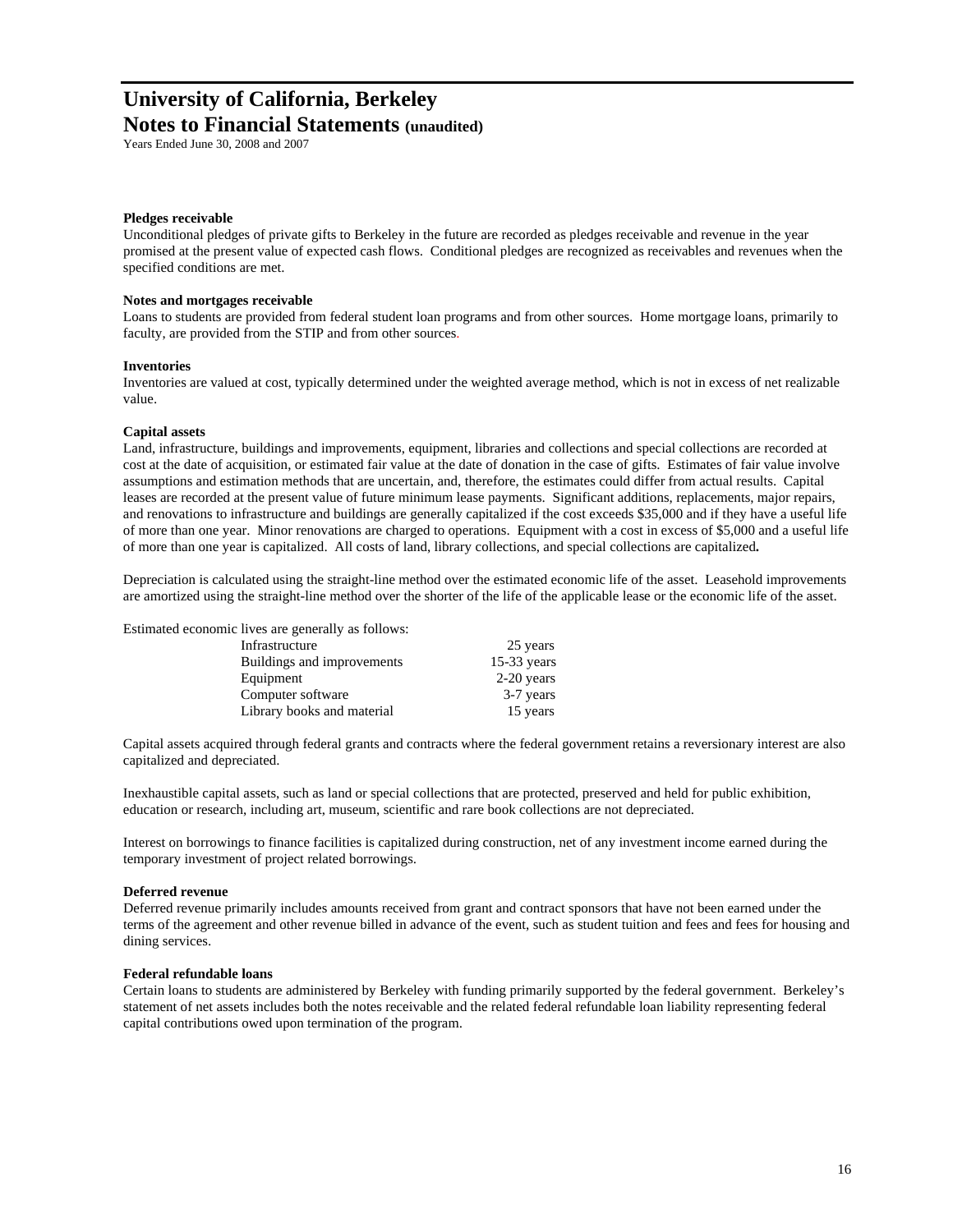# University of California, Berkeley
## Notes to Financial Statements (unaudited)

Years Ended June 30, 2008 and 2007

**Pledges receivable**

Unconditional pledges of private gifts to Berkeley in the future are recorded as pledges receivable and revenue in the year promised at the present value of expected cash flows. Conditional pledges are recognized as receivables and revenues when the specified conditions are met.

**Notes and mortgages receivable**

Loans to students are provided from federal student loan programs and from other sources. Home mortgage loans, primarily to faculty, are provided from the STIP and from other sources.

**Inventories**

Inventories are valued at cost, typically determined under the weighted average method, which is not in excess of net realizable value.

**Capital assets**

Land, infrastructure, buildings and improvements, equipment, libraries and collections and special collections are recorded at cost at the date of acquisition, or estimated fair value at the date of donation in the case of gifts. Estimates of fair value involve assumptions and estimation methods that are uncertain, and, therefore, the estimates could differ from actual results. Capital leases are recorded at the present value of future minimum lease payments. Significant additions, replacements, major repairs, and renovations to infrastructure and buildings are generally capitalized if the cost exceeds $35,000 and if they have a useful life of more than one year. Minor renovations are charged to operations. Equipment with a cost in excess of $5,000 and a useful life of more than one year is capitalized. All costs of land, library collections, and special collections are capitalized**.**

Depreciation is calculated using the straight-line method over the estimated economic life of the asset. Leasehold improvements are amortized using the straight-line method over the shorter of the life of the applicable lease or the economic life of the asset.

Estimated economic lives are generally as follows:

| | |
|---|---|
| Infrastructure | 25 years |
| Buildings and improvements | 15-33 years |
| Equipment | 2-20 years |
| Computer software | 3-7 years |
| Library books and material | 15 years |

Capital assets acquired through federal grants and contracts where the federal government retains a reversionary interest are also capitalized and depreciated.

Inexhaustible capital assets, such as land or special collections that are protected, preserved and held for public exhibition, education or research, including art, museum, scientific and rare book collections are not depreciated.

Interest on borrowings to finance facilities is capitalized during construction, net of any investment income earned during the temporary investment of project related borrowings.

**Deferred revenue**

Deferred revenue primarily includes amounts received from grant and contract sponsors that have not been earned under the terms of the agreement and other revenue billed in advance of the event, such as student tuition and fees and fees for housing and dining services.

**Federal refundable loans**

Certain loans to students are administered by Berkeley with funding primarily supported by the federal government. Berkeley's statement of net assets includes both the notes receivable and the related federal refundable loan liability representing federal capital contributions owed upon termination of the program.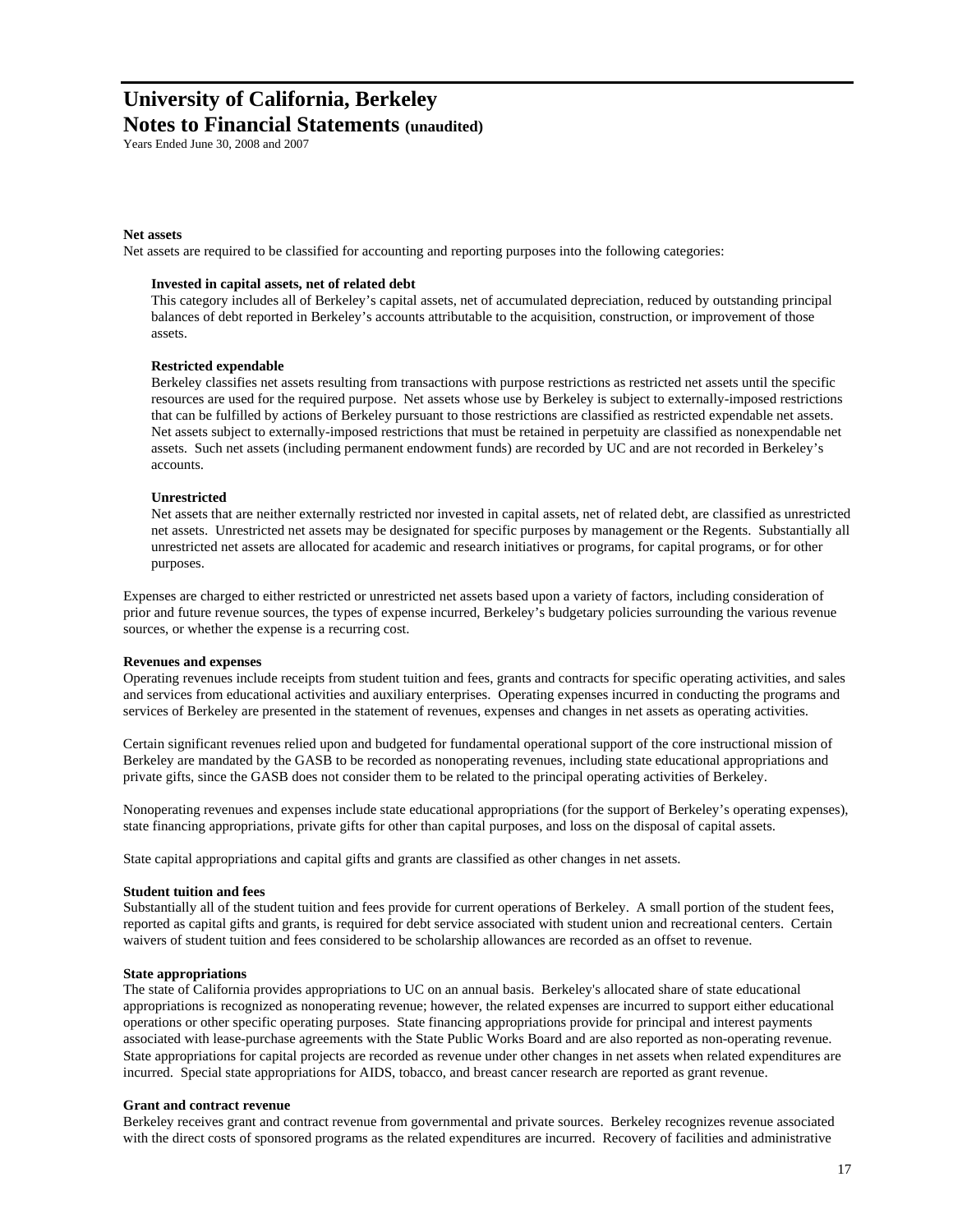**Net assets**

Net assets are required to be classified for accounting and reporting purposes into the following categories:

**Invested in capital assets, net of related debt**

This category includes all of Berkeley's capital assets, net of accumulated depreciation, reduced by outstanding principal balances of debt reported in Berkeley's accounts attributable to the acquisition, construction, or improvement of those assets.

**Restricted expendable**

Berkeley classifies net assets resulting from transactions with purpose restrictions as restricted net assets until the specific resources are used for the required purpose. Net assets whose use by Berkeley is subject to externally-imposed restrictions that can be fulfilled by actions of Berkeley pursuant to those restrictions are classified as restricted expendable net assets. Net assets subject to externally-imposed restrictions that must be retained in perpetuity are classified as nonexpendable net assets. Such net assets (including permanent endowment funds) are recorded by UC and are not recorded in Berkeley's accounts.

**Unrestricted**

Net assets that are neither externally restricted nor invested in capital assets, net of related debt, are classified as unrestricted net assets. Unrestricted net assets may be designated for specific purposes by management or the Regents. Substantially all unrestricted net assets are allocated for academic and research initiatives or programs, for capital programs, or for other purposes.

Expenses are charged to either restricted or unrestricted net assets based upon a variety of factors, including consideration of prior and future revenue sources, the types of expense incurred, Berkeley's budgetary policies surrounding the various revenue sources, or whether the expense is a recurring cost.

**Revenues and expenses**

Operating revenues include receipts from student tuition and fees, grants and contracts for specific operating activities, and sales and services from educational activities and auxiliary enterprises. Operating expenses incurred in conducting the programs and services of Berkeley are presented in the statement of revenues, expenses and changes in net assets as operating activities.

Certain significant revenues relied upon and budgeted for fundamental operational support of the core instructional mission of Berkeley are mandated by the GASB to be recorded as nonoperating revenues, including state educational appropriations and private gifts, since the GASB does not consider them to be related to the principal operating activities of Berkeley.

Nonoperating revenues and expenses include state educational appropriations (for the support of Berkeley's operating expenses), state financing appropriations, private gifts for other than capital purposes, and loss on the disposal of capital assets.

State capital appropriations and capital gifts and grants are classified as other changes in net assets.

**Student tuition and fees**

Substantially all of the student tuition and fees provide for current operations of Berkeley. A small portion of the student fees, reported as capital gifts and grants, is required for debt service associated with student union and recreational centers. Certain waivers of student tuition and fees considered to be scholarship allowances are recorded as an offset to revenue.

**State appropriations**

The state of California provides appropriations to UC on an annual basis. Berkeley's allocated share of state educational appropriations is recognized as nonoperating revenue; however, the related expenses are incurred to support either educational operations or other specific operating purposes. State financing appropriations provide for principal and interest payments associated with lease-purchase agreements with the State Public Works Board and are also reported as non-operating revenue. State appropriations for capital projects are recorded as revenue under other changes in net assets when related expenditures are incurred. Special state appropriations for AIDS, tobacco, and breast cancer research are reported as grant revenue.

**Grant and contract revenue**

Berkeley receives grant and contract revenue from governmental and private sources. Berkeley recognizes revenue associated with the direct costs of sponsored programs as the related expenditures are incurred. Recovery of facilities and administrative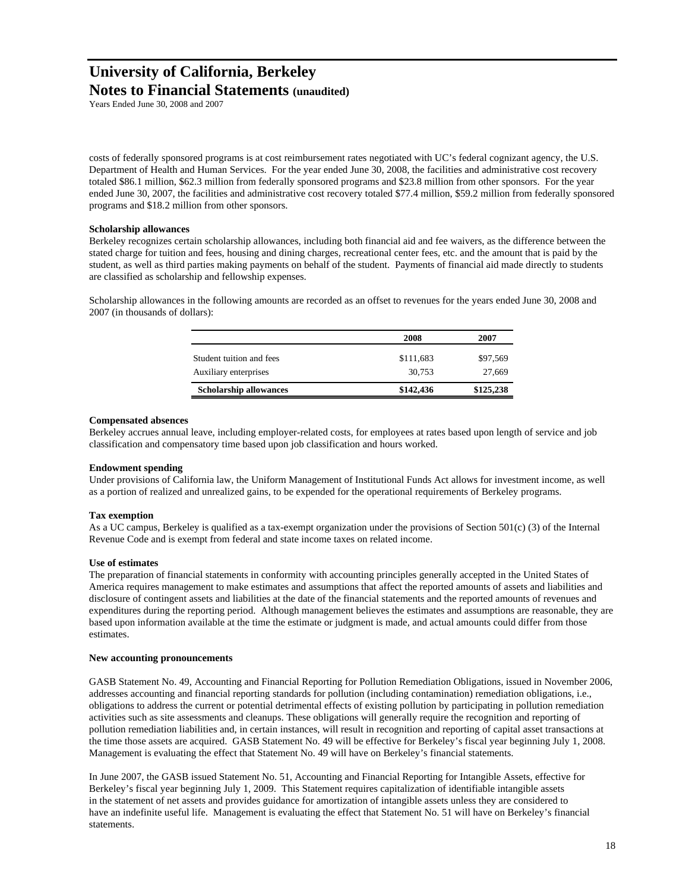costs of federally sponsored programs is at cost reimbursement rates negotiated with UC's federal cognizant agency, the U.S. Department of Health and Human Services. For the year ended June 30, 2008, the facilities and administrative cost recovery totaled \$86.1 million, \$62.3 million from federally sponsored programs and \$23.8 million from other sponsors. For the year ended June 30, 2007, the facilities and administrative cost recovery totaled \$77.4 million, \$59.2 million from federally sponsored programs and \$18.2 million from other sponsors.

**Scholarship allowances**

Berkeley recognizes certain scholarship allowances, including both financial aid and fee waivers, as the difference between the stated charge for tuition and fees, housing and dining charges, recreational center fees, etc. and the amount that is paid by the student, as well as third parties making payments on behalf of the student. Payments of financial aid made directly to students are classified as scholarship and fellowship expenses.

Scholarship allowances in the following amounts are recorded as an offset to revenues for the years ended June 30, 2008 and 2007 (in thousands of dollars):

| | 2008 | 2007 |
|---|---|---|
| Student tuition and fees | \$111,683 | \$97,569 |
| Auxiliary enterprises | 30,753 | 27,669 |
| **Scholarship allowances** | **\$142,436** | **\$125,238** |

**Compensated absences**

Berkeley accrues annual leave, including employer-related costs, for employees at rates based upon length of service and job classification and compensatory time based upon job classification and hours worked.

**Endowment spending**

Under provisions of California law, the Uniform Management of Institutional Funds Act allows for investment income, as well as a portion of realized and unrealized gains, to be expended for the operational requirements of Berkeley programs.

**Tax exemption**

As a UC campus, Berkeley is qualified as a tax-exempt organization under the provisions of Section 501(c) (3) of the Internal Revenue Code and is exempt from federal and state income taxes on related income.

**Use of estimates**

The preparation of financial statements in conformity with accounting principles generally accepted in the United States of America requires management to make estimates and assumptions that affect the reported amounts of assets and liabilities and disclosure of contingent assets and liabilities at the date of the financial statements and the reported amounts of revenues and expenditures during the reporting period. Although management believes the estimates and assumptions are reasonable, they are based upon information available at the time the estimate or judgment is made, and actual amounts could differ from those estimates.

**New accounting pronouncements**

GASB Statement No. 49, Accounting and Financial Reporting for Pollution Remediation Obligations, issued in November 2006, addresses accounting and financial reporting standards for pollution (including contamination) remediation obligations, i.e., obligations to address the current or potential detrimental effects of existing pollution by participating in pollution remediation activities such as site assessments and cleanups. These obligations will generally require the recognition and reporting of pollution remediation liabilities and, in certain instances, will result in recognition and reporting of capital asset transactions at the time those assets are acquired. GASB Statement No. 49 will be effective for Berkeley's fiscal year beginning July 1, 2008. Management is evaluating the effect that Statement No. 49 will have on Berkeley's financial statements.

In June 2007, the GASB issued Statement No. 51, Accounting and Financial Reporting for Intangible Assets, effective for Berkeley's fiscal year beginning July 1, 2009. This Statement requires capitalization of identifiable intangible assets in the statement of net assets and provides guidance for amortization of intangible assets unless they are considered to have an indefinite useful life. Management is evaluating the effect that Statement No. 51 will have on Berkeley's financial statements.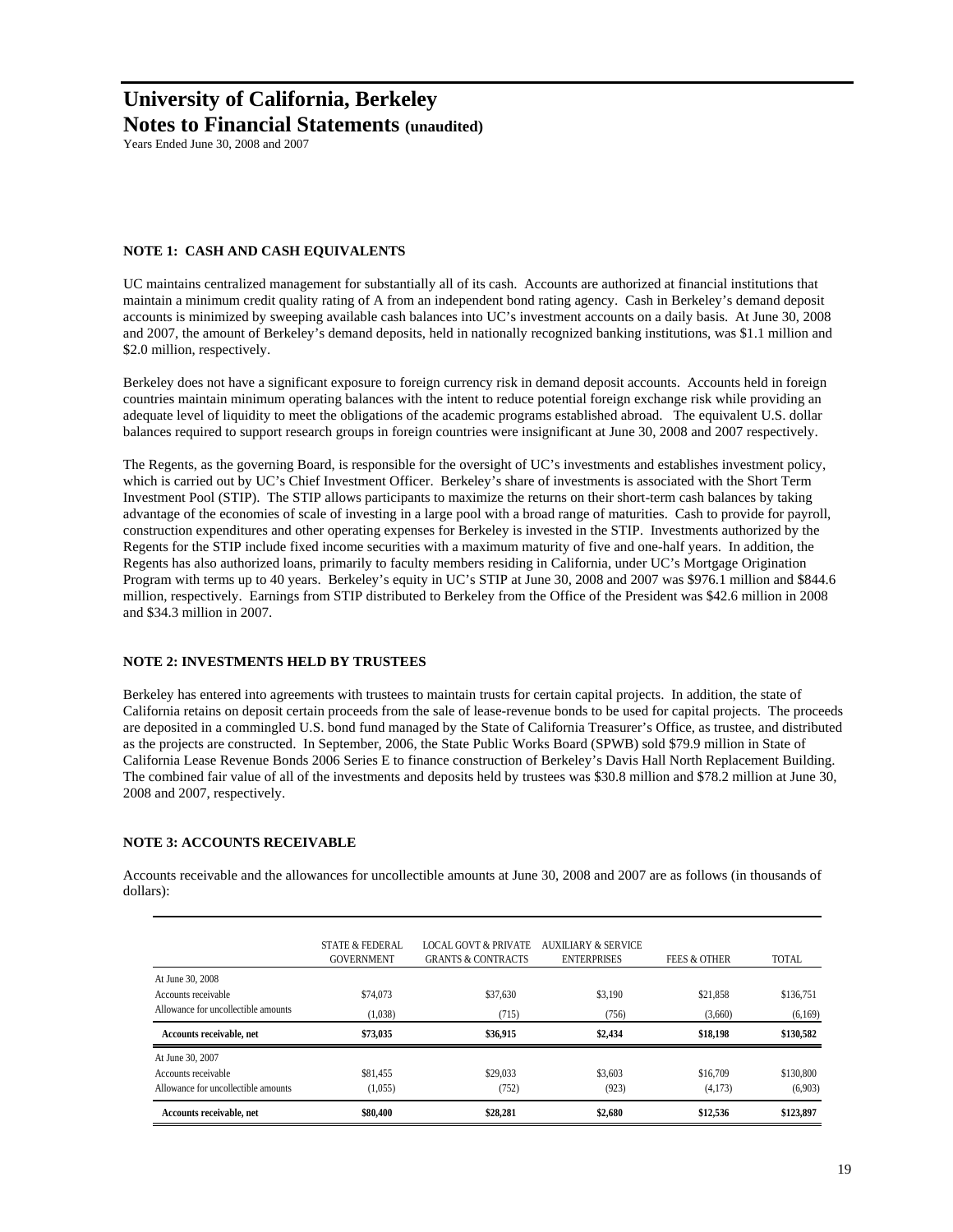# University of California, Berkeley

## Notes to Financial Statements (unaudited)

Years Ended June 30, 2008 and 2007

### NOTE 1: CASH AND CASH EQUIVALENTS

UC maintains centralized management for substantially all of its cash. Accounts are authorized at financial institutions that maintain a minimum credit quality rating of A from an independent bond rating agency. Cash in Berkeley's demand deposit accounts is minimized by sweeping available cash balances into UC's investment accounts on a daily basis. At June 30, 2008 and 2007, the amount of Berkeley's demand deposits, held in nationally recognized banking institutions, was $1.1 million and $2.0 million, respectively.

Berkeley does not have a significant exposure to foreign currency risk in demand deposit accounts. Accounts held in foreign countries maintain minimum operating balances with the intent to reduce potential foreign exchange risk while providing an adequate level of liquidity to meet the obligations of the academic programs established abroad. The equivalent U.S. dollar balances required to support research groups in foreign countries were insignificant at June 30, 2008 and 2007 respectively.

The Regents, as the governing Board, is responsible for the oversight of UC's investments and establishes investment policy, which is carried out by UC's Chief Investment Officer. Berkeley's share of investments is associated with the Short Term Investment Pool (STIP). The STIP allows participants to maximize the returns on their short-term cash balances by taking advantage of the economies of scale of investing in a large pool with a broad range of maturities. Cash to provide for payroll, construction expenditures and other operating expenses for Berkeley is invested in the STIP. Investments authorized by the Regents for the STIP include fixed income securities with a maximum maturity of five and one-half years. In addition, the Regents has also authorized loans, primarily to faculty members residing in California, under UC's Mortgage Origination Program with terms up to 40 years. Berkeley's equity in UC's STIP at June 30, 2008 and 2007 was $976.1 million and $844.6 million, respectively. Earnings from STIP distributed to Berkeley from the Office of the President was $42.6 million in 2008 and $34.3 million in 2007.

### NOTE 2: INVESTMENTS HELD BY TRUSTEES

Berkeley has entered into agreements with trustees to maintain trusts for certain capital projects. In addition, the state of California retains on deposit certain proceeds from the sale of lease-revenue bonds to be used for capital projects. The proceeds are deposited in a commingled U.S. bond fund managed by the State of California Treasurer's Office, as trustee, and distributed as the projects are constructed. In September, 2006, the State Public Works Board (SPWB) sold $79.9 million in State of California Lease Revenue Bonds 2006 Series E to finance construction of Berkeley's Davis Hall North Replacement Building. The combined fair value of all of the investments and deposits held by trustees was $30.8 million and $78.2 million at June 30, 2008 and 2007, respectively.

### NOTE 3: ACCOUNTS RECEIVABLE

Accounts receivable and the allowances for uncollectible amounts at June 30, 2008 and 2007 are as follows (in thousands of dollars):

| | STATE & FEDERAL GOVERNMENT | LOCAL GOVT & PRIVATE GRANTS & CONTRACTS | AUXILIARY & SERVICE ENTERPRISES | FEES & OTHER | TOTAL |
|---|---|---|---|---|---|
| At June 30, 2008 | | | | | |
| Accounts receivable | $74,073 | $37,630 | $3,190 | $21,858 | $136,751 |
| Allowance for uncollectible amounts | (1,038) | (715) | (756) | (3,660) | (6,169) |
| **Accounts receivable, net** | **$73,035** | **$36,915** | **$2,434** | **$18,198** | **$130,582** |
| At June 30, 2007 | | | | | |
| Accounts receivable | $81,455 | $29,033 | $3,603 | $16,709 | $130,800 |
| Allowance for uncollectible amounts | (1,055) | (752) | (923) | (4,173) | (6,903) |
| **Accounts receivable, net** | **$80,400** | **$28,281** | **$2,680** | **$12,536** | **$123,897** |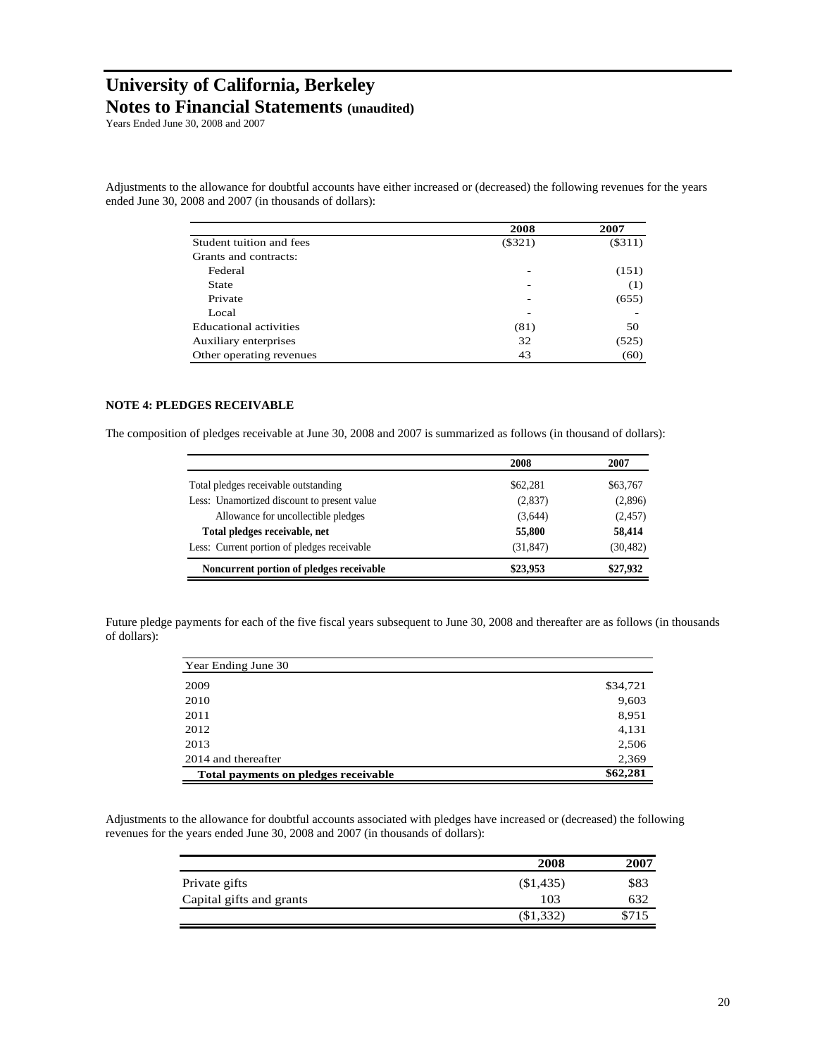# University of California, Berkeley
## Notes to Financial Statements (unaudited)
Years Ended June 30, 2008 and 2007

Adjustments to the allowance for doubtful accounts have either increased or (decreased) the following revenues for the years ended June 30, 2008 and 2007 (in thousands of dollars):

| | 2008 | 2007 |
|---|---|---|
| Student tuition and fees | ($321) | ($311) |
| Grants and contracts: | | |
| Federal | - | (151) |
| State | - | (1) |
| Private | - | (655) |
| Local | - | - |
| Educational activities | (81) | 50 |
| Auxiliary enterprises | 32 | (525) |
| Other operating revenues | 43 | (60) |

**NOTE 4: PLEDGES RECEIVABLE**

The composition of pledges receivable at June 30, 2008 and 2007 is summarized as follows (in thousand of dollars):

| | 2008 | 2007 |
|---|---|---|
| Total pledges receivable outstanding | $62,281 | $63,767 |
| Less: Unamortized discount to present value | (2,837) | (2,896) |
| Allowance for uncollectible pledges | (3,644) | (2,457) |
| **Total pledges receivable, net** | **55,800** | **58,414** |
| Less: Current portion of pledges receivable | (31,847) | (30,482) |
| **Noncurrent portion of pledges receivable** | **$23,953** | **$27,932** |

Future pledge payments for each of the five fiscal years subsequent to June 30, 2008 and thereafter are as follows (in thousands of dollars):

| Year Ending June 30 | |
|---|---|
| 2009 | $34,721 |
| 2010 | 9,603 |
| 2011 | 8,951 |
| 2012 | 4,131 |
| 2013 | 2,506 |
| 2014 and thereafter | 2,369 |
| **Total payments on pledges receivable** | **$62,281** |

Adjustments to the allowance for doubtful accounts associated with pledges have increased or (decreased) the following revenues for the years ended June 30, 2008 and 2007 (in thousands of dollars):

| | 2008 | 2007 |
|---|---|---|
| Private gifts | ($1,435) | $83 |
| Capital gifts and grants | 103 | 632 |
| | ($1,332) | $715 |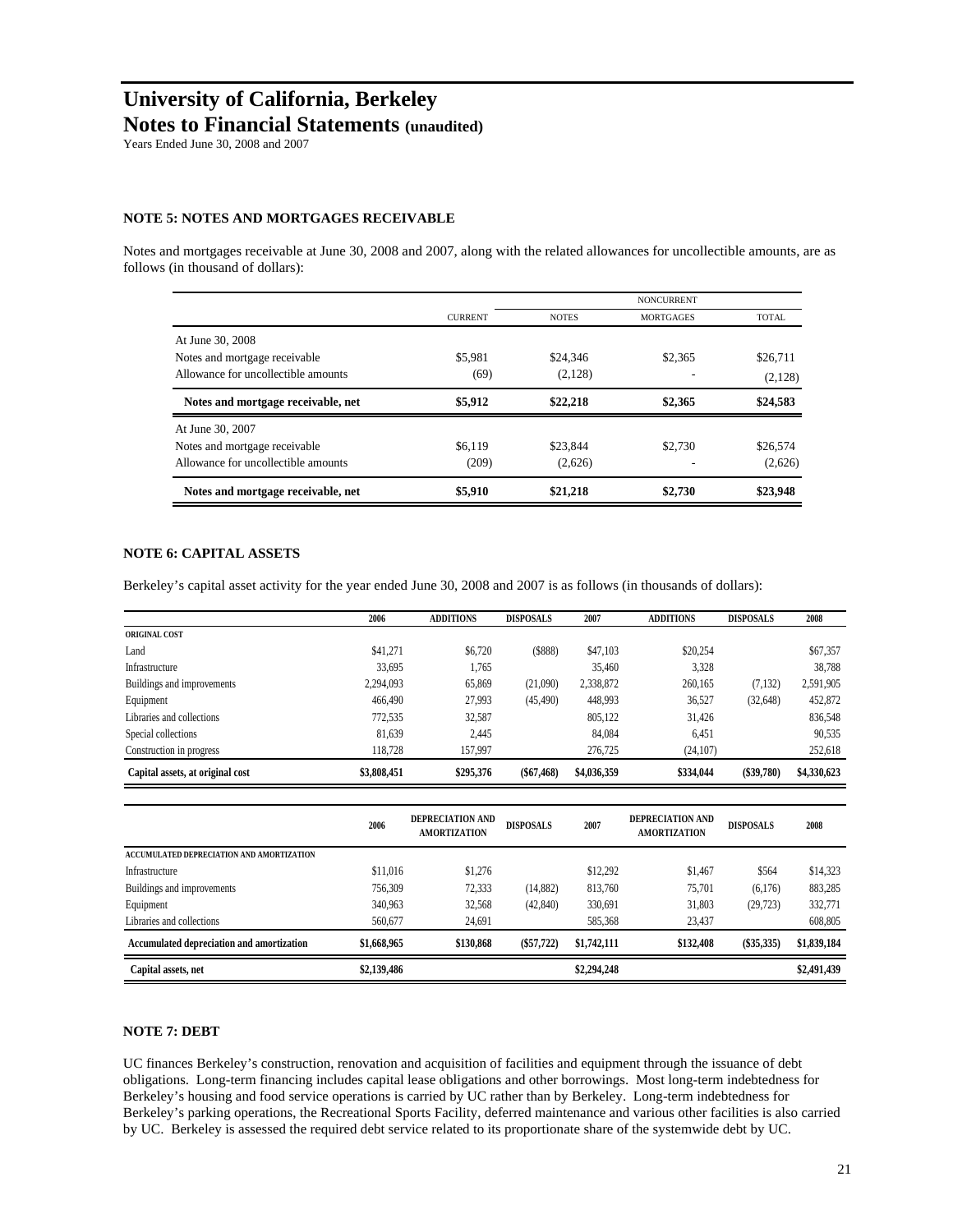# University of California, Berkeley
## Notes to Financial Statements (unaudited)

Years Ended June 30, 2008 and 2007

### NOTE 5: NOTES AND MORTGAGES RECEIVABLE

Notes and mortgages receivable at June 30, 2008 and 2007, along with the related allowances for uncollectible amounts, are as follows (in thousand of dollars):

| | | NONCURRENT | | |
|---|---|---|---|---|
| | CURRENT | NOTES | MORTGAGES | TOTAL |
| At June 30, 2008 | | | | |
| Notes and mortgage receivable | $5,981 | $24,346 | $2,365 | $26,711 |
| Allowance for uncollectible amounts | (69) | (2,128) | - | (2,128) |
| **Notes and mortgage receivable, net** | **$5,912** | **$22,218** | **$2,365** | **$24,583** |
| At June 30, 2007 | | | | |
| Notes and mortgage receivable | $6,119 | $23,844 | $2,730 | $26,574 |
| Allowance for uncollectible amounts | (209) | (2,626) | - | (2,626) |
| **Notes and mortgage receivable, net** | **$5,910** | **$21,218** | **$2,730** | **$23,948** |

### NOTE 6: CAPITAL ASSETS

Berkeley's capital asset activity for the year ended June 30, 2008 and 2007 is as follows (in thousands of dollars):

| | 2006 | ADDITIONS | DISPOSALS | 2007 | ADDITIONS | DISPOSALS | 2008 |
|---|---|---|---|---|---|---|---|
| ORIGINAL COST | | | | | | | |
| Land | $41,271 | $6,720 | ($888) | $47,103 | $20,254 | | $67,357 |
| Infrastructure | 33,695 | 1,765 | | 35,460 | 3,328 | | 38,788 |
| Buildings and improvements | 2,294,093 | 65,869 | (21,090) | 2,338,872 | 260,165 | (7,132) | 2,591,905 |
| Equipment | 466,490 | 27,993 | (45,490) | 448,993 | 36,527 | (32,648) | 452,872 |
| Libraries and collections | 772,535 | 32,587 | | 805,122 | 31,426 | | 836,548 |
| Special collections | 81,639 | 2,445 | | 84,084 | 6,451 | | 90,535 |
| Construction in progress | 118,728 | 157,997 | | 276,725 | (24,107) | | 252,618 |
| **Capital assets, at original cost** | **$3,808,451** | **$295,376** | **($67,468)** | **$4,036,359** | **$334,044** | **($39,780)** | **$4,330,623** |

| | 2006 | DEPRECIATION AND AMORTIZATION | DISPOSALS | 2007 | DEPRECIATION AND AMORTIZATION | DISPOSALS | 2008 |
|---|---|---|---|---|---|---|---|
| ACCUMULATED DEPRECIATION AND AMORTIZATION | | | | | | | |
| Infrastructure | $11,016 | $1,276 | | $12,292 | $1,467 | $564 | $14,323 |
| Buildings and improvements | 756,309 | 72,333 | (14,882) | 813,760 | 75,701 | (6,176) | 883,285 |
| Equipment | 340,963 | 32,568 | (42,840) | 330,691 | 31,803 | (29,723) | 332,771 |
| Libraries and collections | 560,677 | 24,691 | | 585,368 | 23,437 | | 608,805 |
| **Accumulated depreciation and amortization** | **$1,668,965** | **$130,868** | **($57,722)** | **$1,742,111** | **$132,408** | **($35,335)** | **$1,839,184** |
| **Capital assets, net** | **$2,139,486** | | | **$2,294,248** | | | **$2,491,439** |

### NOTE 7: DEBT

UC finances Berkeley's construction, renovation and acquisition of facilities and equipment through the issuance of debt obligations. Long-term financing includes capital lease obligations and other borrowings. Most long-term indebtedness for Berkeley's housing and food service operations is carried by UC rather than by Berkeley. Long-term indebtedness for Berkeley's parking operations, the Recreational Sports Facility, deferred maintenance and various other facilities is also carried by UC. Berkeley is assessed the required debt service related to its proportionate share of the systemwide debt by UC.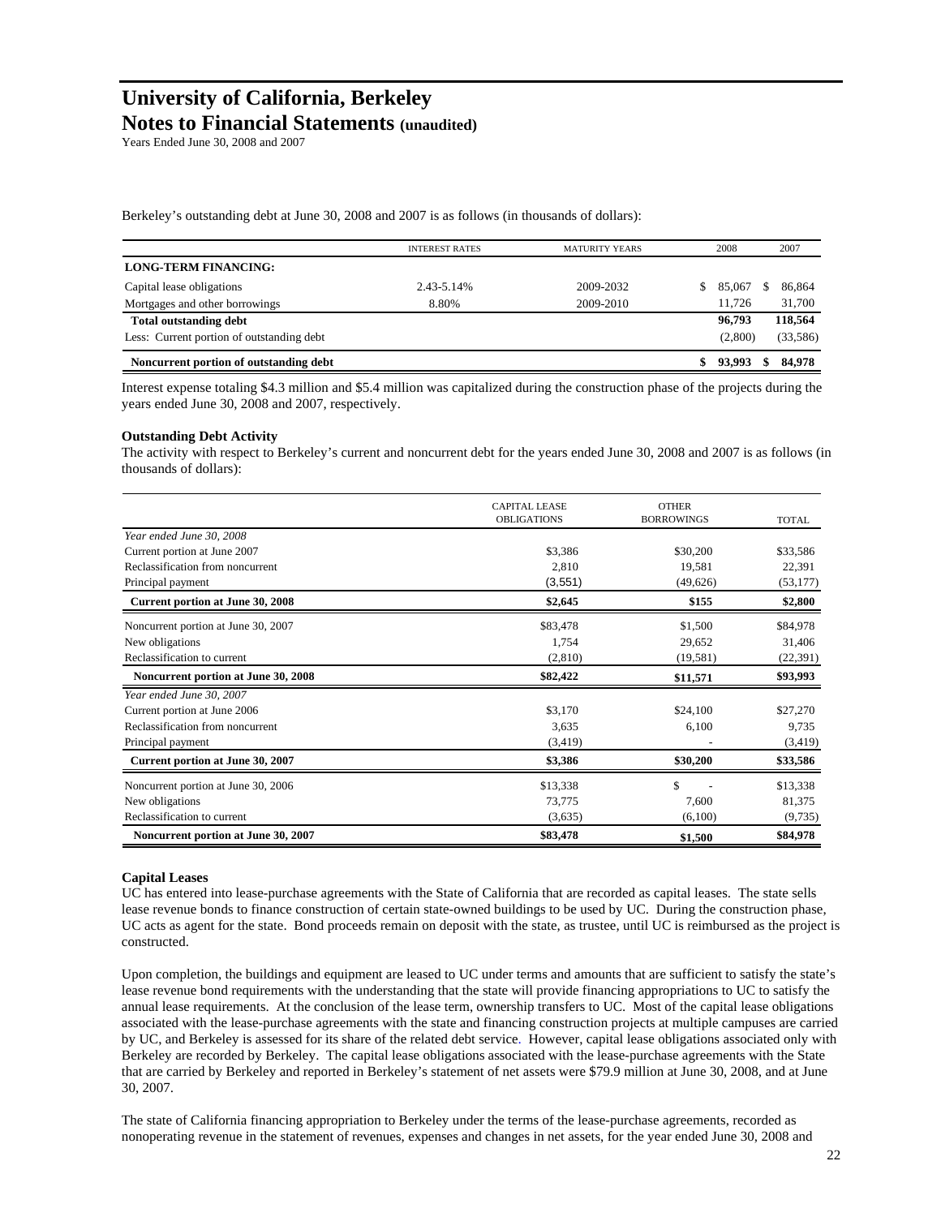# University of California, Berkeley
## Notes to Financial Statements (unaudited)

Years Ended June 30, 2008 and 2007

Berkeley's outstanding debt at June 30, 2008 and 2007 is as follows (in thousands of dollars):

| | INTEREST RATES | MATURITY YEARS | 2008 | 2007 |
|---|---|---|---|---|
| **LONG-TERM FINANCING:** | | | | |
| Capital lease obligations | 2.43-5.14% | 2009-2032 | $ 85,067 | $ 86,864 |
| Mortgages and other borrowings | 8.80% | 2009-2010 | 11,726 | 31,700 |
| **Total outstanding debt** | | | **96,793** | **118,564** |
| Less: Current portion of outstanding debt | | | (2,800) | (33,586) |
| **Noncurrent portion of outstanding debt** | | | **$ 93,993** | **$ 84,978** |

Interest expense totaling $4.3 million and $5.4 million was capitalized during the construction phase of the projects during the years ended June 30, 2008 and 2007, respectively.

**Outstanding Debt Activity**

The activity with respect to Berkeley's current and noncurrent debt for the years ended June 30, 2008 and 2007 is as follows (in thousands of dollars):

| | CAPITAL LEASE OBLIGATIONS | OTHER BORROWINGS | TOTAL |
|---|---|---|---|
| *Year ended June 30, 2008* | | | |
| Current portion at June 2007 | $3,386 | $30,200 | $33,586 |
| Reclassification from noncurrent | 2,810 | 19,581 | 22,391 |
| Principal payment | (3,551) | (49,626) | (53,177) |
| **Current portion at June 30, 2008** | **$2,645** | **$155** | **$2,800** |
| Noncurrent portion at June 30, 2007 | $83,478 | $1,500 | $84,978 |
| New obligations | 1,754 | 29,652 | 31,406 |
| Reclassification to current | (2,810) | (19,581) | (22,391) |
| **Noncurrent portion at June 30, 2008** | **$82,422** | **$11,571** | **$93,993** |
| *Year ended June 30, 2007* | | | |
| Current portion at June 2006 | $3,170 | $24,100 | $27,270 |
| Reclassification from noncurrent | 3,635 | 6,100 | 9,735 |
| Principal payment | (3,419) | - | (3,419) |
| **Current portion at June 30, 2007** | **$3,386** | **$30,200** | **$33,586** |
| Noncurrent portion at June 30, 2006 | $13,338 | $ - | $13,338 |
| New obligations | 73,775 | 7,600 | 81,375 |
| Reclassification to current | (3,635) | (6,100) | (9,735) |
| **Noncurrent portion at June 30, 2007** | **$83,478** | **$1,500** | **$84,978** |

**Capital Leases**

UC has entered into lease-purchase agreements with the State of California that are recorded as capital leases. The state sells lease revenue bonds to finance construction of certain state-owned buildings to be used by UC. During the construction phase, UC acts as agent for the state. Bond proceeds remain on deposit with the state, as trustee, until UC is reimbursed as the project is constructed.

Upon completion, the buildings and equipment are leased to UC under terms and amounts that are sufficient to satisfy the state's lease revenue bond requirements with the understanding that the state will provide financing appropriations to UC to satisfy the annual lease requirements. At the conclusion of the lease term, ownership transfers to UC. Most of the capital lease obligations associated with the lease-purchase agreements with the state and financing construction projects at multiple campuses are carried by UC, and Berkeley is assessed for its share of the related debt service. However, capital lease obligations associated only with Berkeley are recorded by Berkeley. The capital lease obligations associated with the lease-purchase agreements with the State that are carried by Berkeley and reported in Berkeley's statement of net assets were $79.9 million at June 30, 2008, and at June 30, 2007.

The state of California financing appropriation to Berkeley under the terms of the lease-purchase agreements, recorded as nonoperating revenue in the statement of revenues, expenses and changes in net assets, for the year ended June 30, 2008 and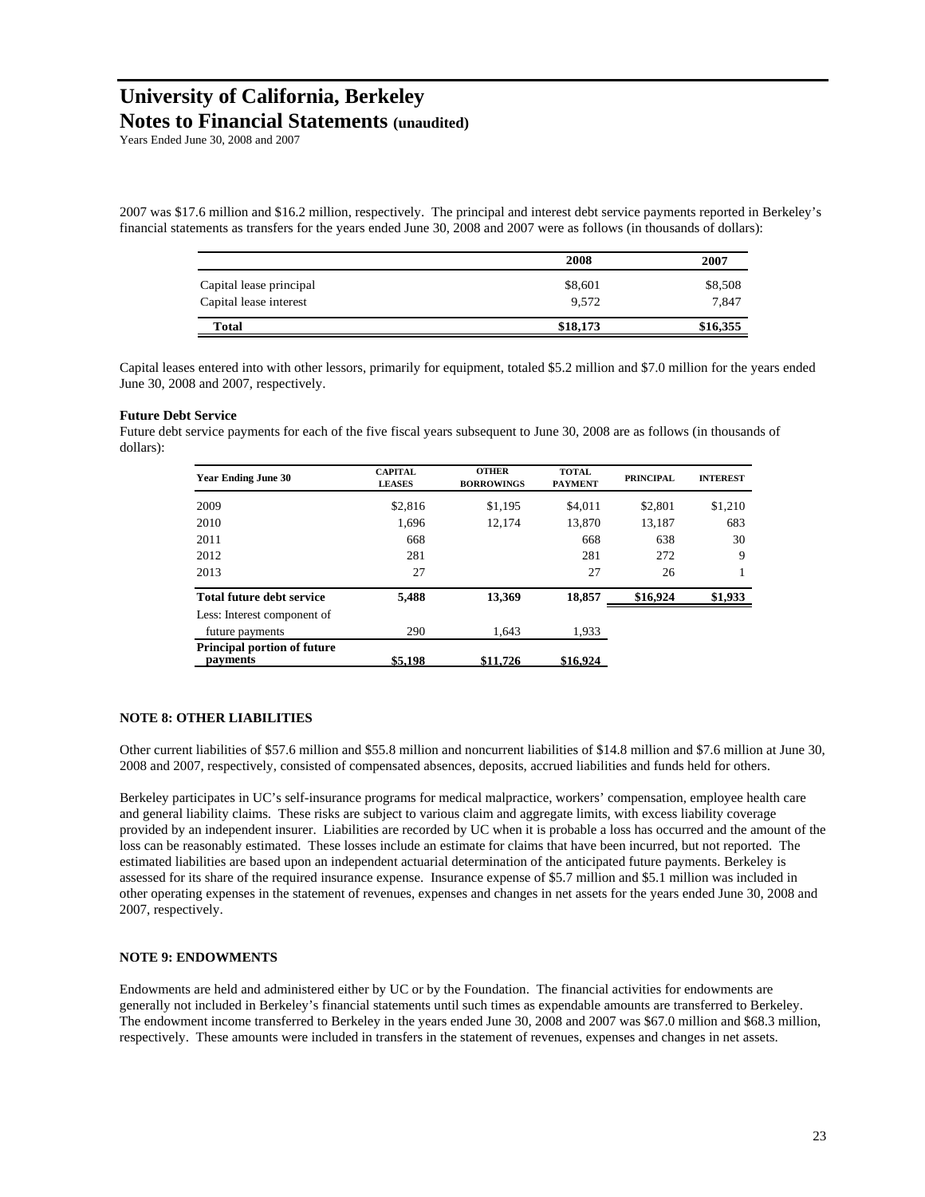2007 was $17.6 million and $16.2 million, respectively. The principal and interest debt service payments reported in Berkeley's financial statements as transfers for the years ended June 30, 2008 and 2007 were as follows (in thousands of dollars):

| | 2008 | 2007 |
|---|---|---|
| Capital lease principal | $8,601 | $8,508 |
| Capital lease interest | 9,572 | 7,847 |
| **Total** | **$18,173** | **$16,355** |

Capital leases entered into with other lessors, primarily for equipment, totaled $5.2 million and $7.0 million for the years ended June 30, 2008 and 2007, respectively.

**Future Debt Service**

Future debt service payments for each of the five fiscal years subsequent to June 30, 2008 are as follows (in thousands of dollars):

| Year Ending June 30 | CAPITAL LEASES | OTHER BORROWINGS | TOTAL PAYMENT | PRINCIPAL | INTEREST |
|---|---|---|---|---|---|
| 2009 | $2,816 | $1,195 | $4,011 | $2,801 | $1,210 |
| 2010 | 1,696 | 12,174 | 13,870 | 13,187 | 683 |
| 2011 | 668 | | 668 | 638 | 30 |
| 2012 | 281 | | 281 | 272 | 9 |
| 2013 | 27 | | 27 | 26 | 1 |
| **Total future debt service** | **5,488** | **13,369** | **18,857** | **$16,924** | **$1,933** |
| Less: Interest component of future payments | 290 | 1,643 | 1,933 | | |
| **Principal portion of future payments** | **$5,198** | **$11,726** | **$16,924** | | |

**NOTE 8: OTHER LIABILITIES**

Other current liabilities of $57.6 million and $55.8 million and noncurrent liabilities of $14.8 million and $7.6 million at June 30, 2008 and 2007, respectively, consisted of compensated absences, deposits, accrued liabilities and funds held for others.

Berkeley participates in UC's self-insurance programs for medical malpractice, workers' compensation, employee health care and general liability claims. These risks are subject to various claim and aggregate limits, with excess liability coverage provided by an independent insurer. Liabilities are recorded by UC when it is probable a loss has occurred and the amount of the loss can be reasonably estimated. These losses include an estimate for claims that have been incurred, but not reported. The estimated liabilities are based upon an independent actuarial determination of the anticipated future payments. Berkeley is assessed for its share of the required insurance expense. Insurance expense of $5.7 million and $5.1 million was included in other operating expenses in the statement of revenues, expenses and changes in net assets for the years ended June 30, 2008 and 2007, respectively.

**NOTE 9: ENDOWMENTS**

Endowments are held and administered either by UC or by the Foundation. The financial activities for endowments are generally not included in Berkeley's financial statements until such times as expendable amounts are transferred to Berkeley. The endowment income transferred to Berkeley in the years ended June 30, 2008 and 2007 was $67.0 million and $68.3 million, respectively. These amounts were included in transfers in the statement of revenues, expenses and changes in net assets.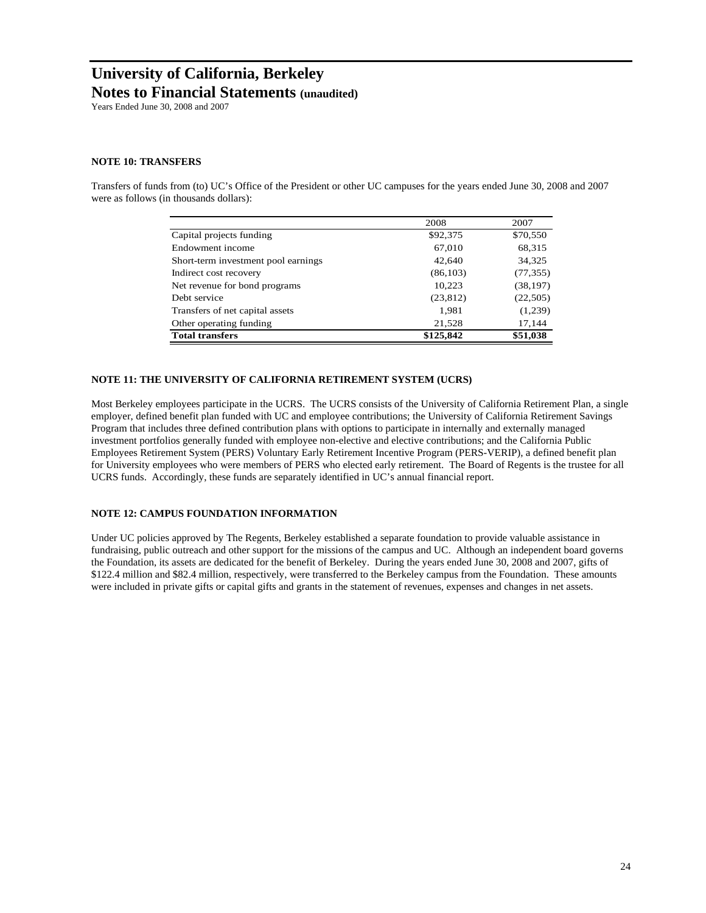# University of California, Berkeley
## Notes to Financial Statements (unaudited)
Years Ended June 30, 2008 and 2007

**NOTE 10: TRANSFERS**

Transfers of funds from (to) UC's Office of the President or other UC campuses for the years ended June 30, 2008 and 2007 were as follows (in thousands dollars):

| | 2008 | 2007 |
|---|---|---|
| Capital projects funding | $92,375 | $70,550 |
| Endowment income | 67,010 | 68,315 |
| Short-term investment pool earnings | 42,640 | 34,325 |
| Indirect cost recovery | (86,103) | (77,355) |
| Net revenue for bond programs | 10,223 | (38,197) |
| Debt service | (23,812) | (22,505) |
| Transfers of net capital assets | 1,981 | (1,239) |
| Other operating funding | 21,528 | 17,144 |
| **Total transfers** | **$125,842** | **$51,038** |

**NOTE 11: THE UNIVERSITY OF CALIFORNIA RETIREMENT SYSTEM (UCRS)**

Most Berkeley employees participate in the UCRS. The UCRS consists of the University of California Retirement Plan, a single employer, defined benefit plan funded with UC and employee contributions; the University of California Retirement Savings Program that includes three defined contribution plans with options to participate in internally and externally managed investment portfolios generally funded with employee non-elective and elective contributions; and the California Public Employees Retirement System (PERS) Voluntary Early Retirement Incentive Program (PERS-VERIP), a defined benefit plan for University employees who were members of PERS who elected early retirement. The Board of Regents is the trustee for all UCRS funds. Accordingly, these funds are separately identified in UC's annual financial report.

**NOTE 12: CAMPUS FOUNDATION INFORMATION**

Under UC policies approved by The Regents, Berkeley established a separate foundation to provide valuable assistance in fundraising, public outreach and other support for the missions of the campus and UC. Although an independent board governs the Foundation, its assets are dedicated for the benefit of Berkeley. During the years ended June 30, 2008 and 2007, gifts of $122.4 million and $82.4 million, respectively, were transferred to the Berkeley campus from the Foundation. These amounts were included in private gifts or capital gifts and grants in the statement of revenues, expenses and changes in net assets.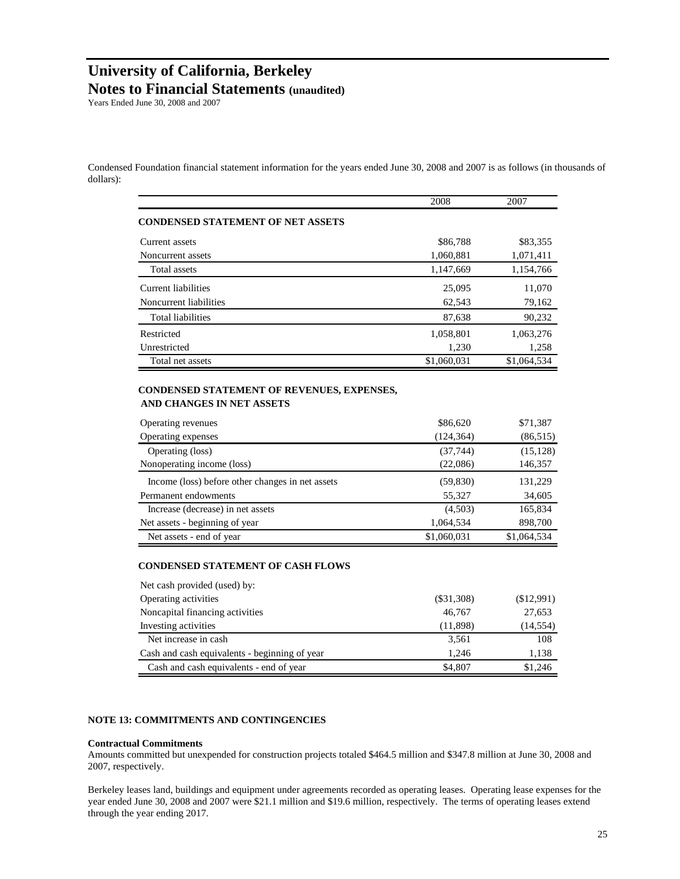# University of California, Berkeley
## Notes to Financial Statements (unaudited)

Years Ended June 30, 2008 and 2007

Condensed Foundation financial statement information for the years ended June 30, 2008 and 2007 is as follows (in thousands of dollars):

| | 2008 | 2007 |
|---|---|---|
| **CONDENSED STATEMENT OF NET ASSETS** | | |
| Current assets | \$86,788 | \$83,355 |
| Noncurrent assets | 1,060,881 | 1,071,411 |
| Total assets | 1,147,669 | 1,154,766 |
| Current liabilities | 25,095 | 11,070 |
| Noncurrent liabilities | 62,543 | 79,162 |
| Total liabilities | 87,638 | 90,232 |
| Restricted | 1,058,801 | 1,063,276 |
| Unrestricted | 1,230 | 1,258 |
| Total net assets | \$1,060,031 | \$1,064,534 |
| **CONDENSED STATEMENT OF REVENUES, EXPENSES, AND CHANGES IN NET ASSETS** | | |
| Operating revenues | \$86,620 | \$71,387 |
| Operating expenses | (124,364) | (86,515) |
| Operating (loss) | (37,744) | (15,128) |
| Nonoperating income (loss) | (22,086) | 146,357 |
| Income (loss) before other changes in net assets | (59,830) | 131,229 |
| Permanent endowments | 55,327 | 34,605 |
| Increase (decrease) in net assets | (4,503) | 165,834 |
| Net assets - beginning of year | 1,064,534 | 898,700 |
| Net assets - end of year | \$1,060,031 | \$1,064,534 |
| **CONDENSED STATEMENT OF CASH FLOWS** | | |
| Net cash provided (used) by: | | |
| Operating activities | (\$31,308) | (\$12,991) |
| Noncapital financing activities | 46,767 | 27,653 |
| Investing activities | (11,898) | (14,554) |
| Net increase in cash | 3,561 | 108 |
| Cash and cash equivalents - beginning of year | 1,246 | 1,138 |
| Cash and cash equivalents - end of year | \$4,807 | \$1,246 |

### NOTE 13: COMMITMENTS AND CONTINGENCIES

**Contractual Commitments**

Amounts committed but unexpended for construction projects totaled \$464.5 million and \$347.8 million at June 30, 2008 and 2007, respectively.

Berkeley leases land, buildings and equipment under agreements recorded as operating leases. Operating lease expenses for the year ended June 30, 2008 and 2007 were \$21.1 million and \$19.6 million, respectively. The terms of operating leases extend through the year ending 2017.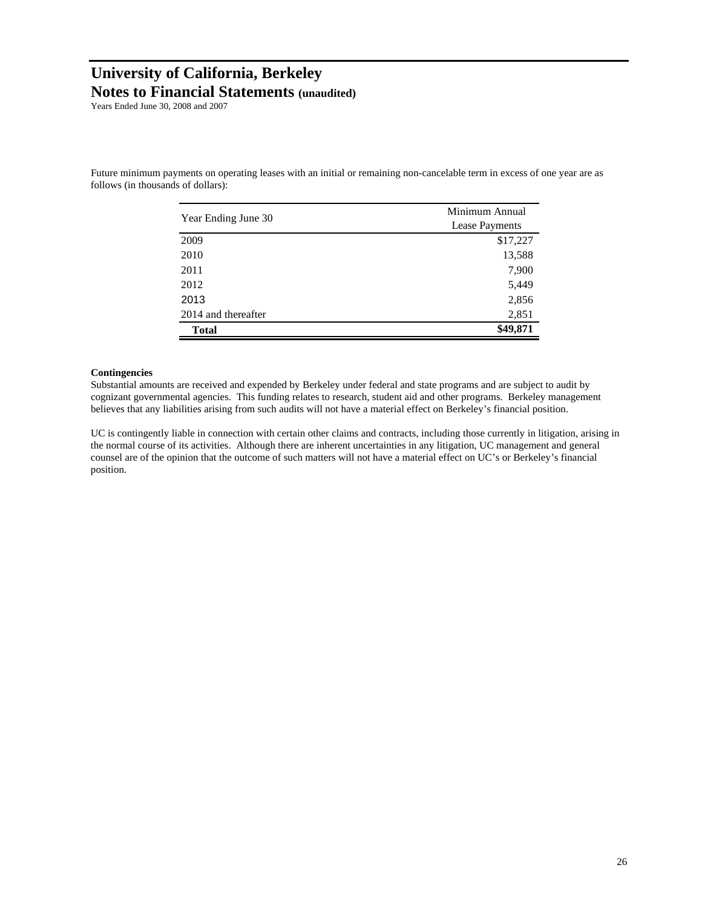Future minimum payments on operating leases with an initial or remaining non-cancelable term in excess of one year are as follows (in thousands of dollars):

| Year Ending June 30 | Minimum Annual Lease Payments |
|---|---:|
| 2009 | $17,227 |
| 2010 | 13,588 |
| 2011 | 7,900 |
| 2012 | 5,449 |
| 2013 | 2,856 |
| 2014 and thereafter | 2,851 |
| **Total** | **$49,871** |

**Contingencies**

Substantial amounts are received and expended by Berkeley under federal and state programs and are subject to audit by cognizant governmental agencies. This funding relates to research, student aid and other programs. Berkeley management believes that any liabilities arising from such audits will not have a material effect on Berkeley's financial position.

UC is contingently liable in connection with certain other claims and contracts, including those currently in litigation, arising in the normal course of its activities. Although there are inherent uncertainties in any litigation, UC management and general counsel are of the opinion that the outcome of such matters will not have a material effect on UC's or Berkeley's financial position.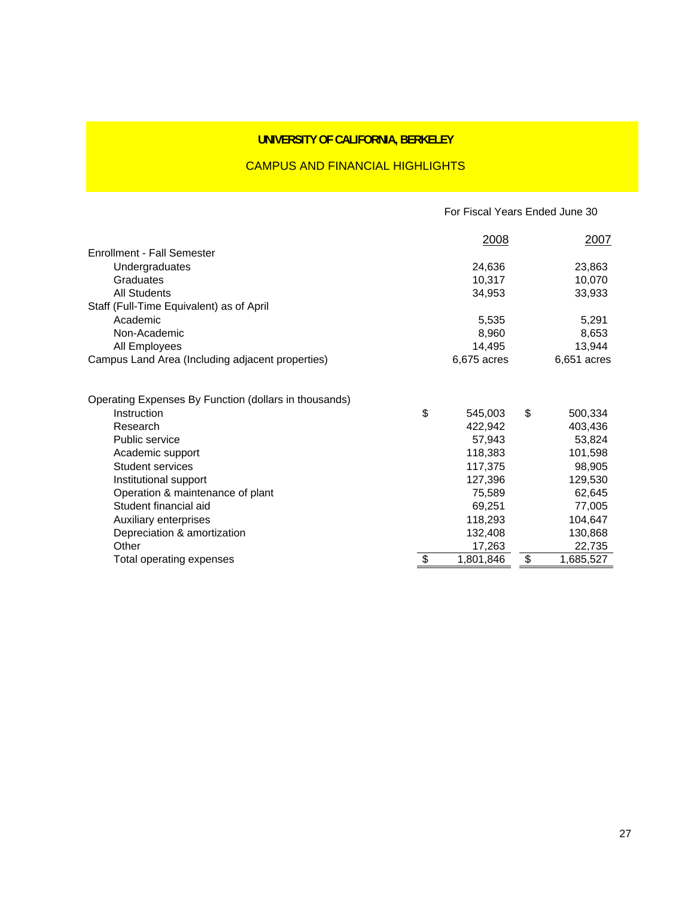# UNIVERSITY OF CALIFORNIA, BERKELEY

## CAMPUS AND FINANCIAL HIGHLIGHTS

| | For Fiscal Years Ended June 30 | |
|---|---|---|
| | 2008 | 2007 |
| Enrollment - Fall Semester | | |
| Undergraduates | 24,636 | 23,863 |
| Graduates | 10,317 | 10,070 |
| All Students | 34,953 | 33,933 |
| Staff (Full-Time Equivalent) as of April | | |
| Academic | 5,535 | 5,291 |
| Non-Academic | 8,960 | 8,653 |
| All Employees | 14,495 | 13,944 |
| Campus Land Area (Including adjacent properties) | 6,675 acres | 6,651 acres |
| | | |
| Operating Expenses By Function (dollars in thousands) | | |
| Instruction | $ 545,003 | $ 500,334 |
| Research | 422,942 | 403,436 |
| Public service | 57,943 | 53,824 |
| Academic support | 118,383 | 101,598 |
| Student services | 117,375 | 98,905 |
| Institutional support | 127,396 | 129,530 |
| Operation & maintenance of plant | 75,589 | 62,645 |
| Student financial aid | 69,251 | 77,005 |
| Auxiliary enterprises | 118,293 | 104,647 |
| Depreciation & amortization | 132,408 | 130,868 |
| Other | 17,263 | 22,735 |
| Total operating expenses | $ 1,801,846 | $ 1,685,527 |